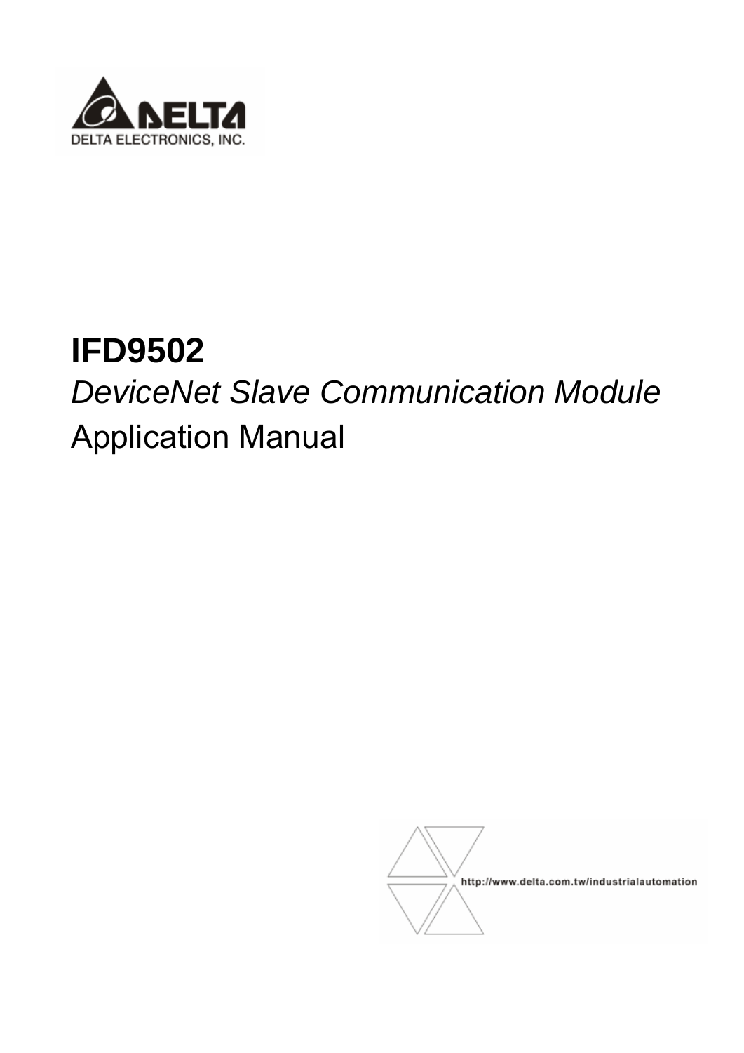DELTA ELECTRONICS, INC.

# IFD9502

*DeviceNet Slave Communication Module*

Application Manual

http://www.delta.com.tw/industrialautomation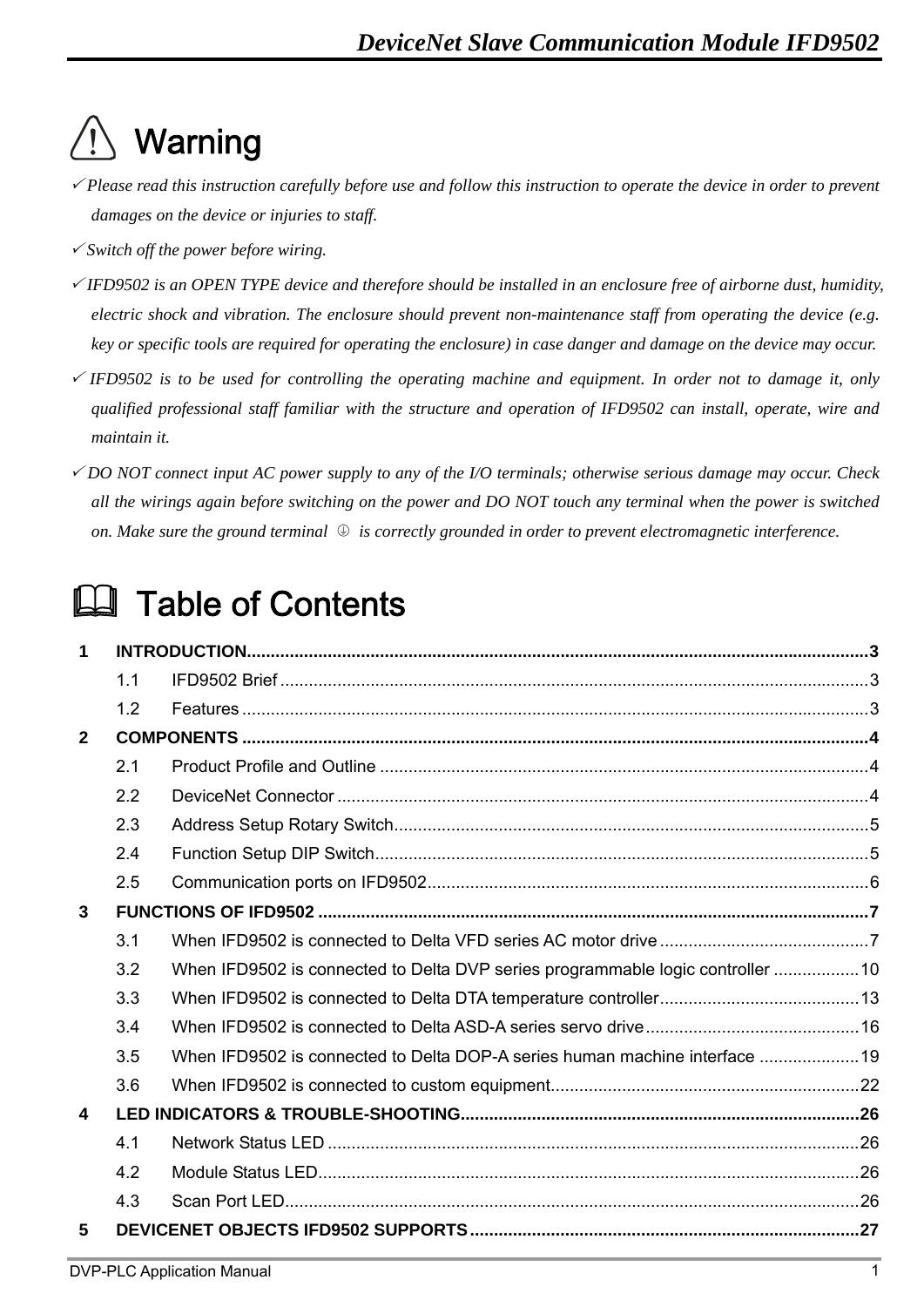# ⚠ Warning

✓ *Please read this instruction carefully before use and follow this instruction to operate the device in order to prevent damages on the device or injuries to staff.*

✓ *Switch off the power before wiring.*

✓ *IFD9502 is an OPEN TYPE device and therefore should be installed in an enclosure free of airborne dust, humidity, electric shock and vibration. The enclosure should prevent non-maintenance staff from operating the device (e.g. key or specific tools are required for operating the enclosure) in case danger and damage on the device may occur.*

✓ *IFD9502 is to be used for controlling the operating machine and equipment. In order not to damage it, only qualified professional staff familiar with the structure and operation of IFD9502 can install, operate, wire and maintain it.*

✓ *DO NOT connect input AC power supply to any of the I/O terminals; otherwise serious damage may occur. Check all the wirings again before switching on the power and DO NOT touch any terminal when the power is switched on. Make sure the ground terminal ⏚ is correctly grounded in order to prevent electromagnetic interference.*

# Table of Contents

**1 INTRODUCTION .................................................. 3**
- 1.1 IFD9502 Brief .................................................. 3
- 1.2 Features .................................................. 3

**2 COMPONENTS .................................................. 4**
- 2.1 Product Profile and Outline .................................................. 4
- 2.2 DeviceNet Connector .................................................. 4
- 2.3 Address Setup Rotary Switch .................................................. 5
- 2.4 Function Setup DIP Switch .................................................. 5
- 2.5 Communication ports on IFD9502 .................................................. 6

**3 FUNCTIONS OF IFD9502 .................................................. 7**
- 3.1 When IFD9502 is connected to Delta VFD series AC motor drive .................................................. 7
- 3.2 When IFD9502 is connected to Delta DVP series programmable logic controller .................................................. 10
- 3.3 When IFD9502 is connected to Delta DTA temperature controller .................................................. 13
- 3.4 When IFD9502 is connected to Delta ASD-A series servo drive .................................................. 16
- 3.5 When IFD9502 is connected to Delta DOP-A series human machine interface .................................................. 19
- 3.6 When IFD9502 is connected to custom equipment .................................................. 22

**4 LED INDICATORS & TROUBLE-SHOOTING .................................................. 26**
- 4.1 Network Status LED .................................................. 26
- 4.2 Module Status LED .................................................. 26
- 4.3 Scan Port LED .................................................. 26

**5 DEVICENET OBJECTS IFD9502 SUPPORTS .................................................. 27**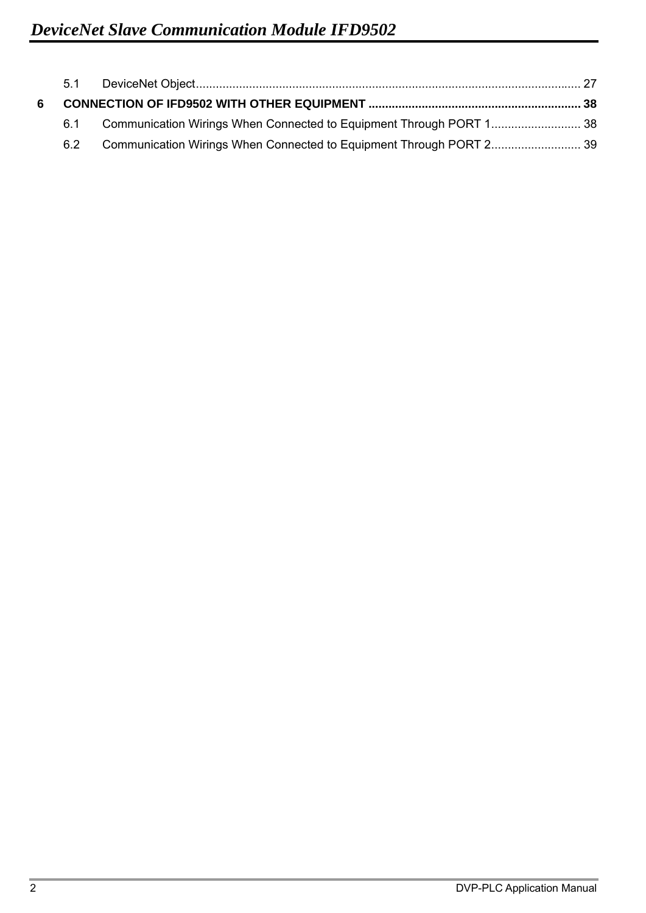5.1 DeviceNet Object ........................................................................................................ 27

**6 CONNECTION OF IFD9502 WITH OTHER EQUIPMENT ........................................................ 38**

6.1 Communication Wirings When Connected to Equipment Through PORT 1........................... 38

6.2 Communication Wirings When Connected to Equipment Through PORT 2........................... 39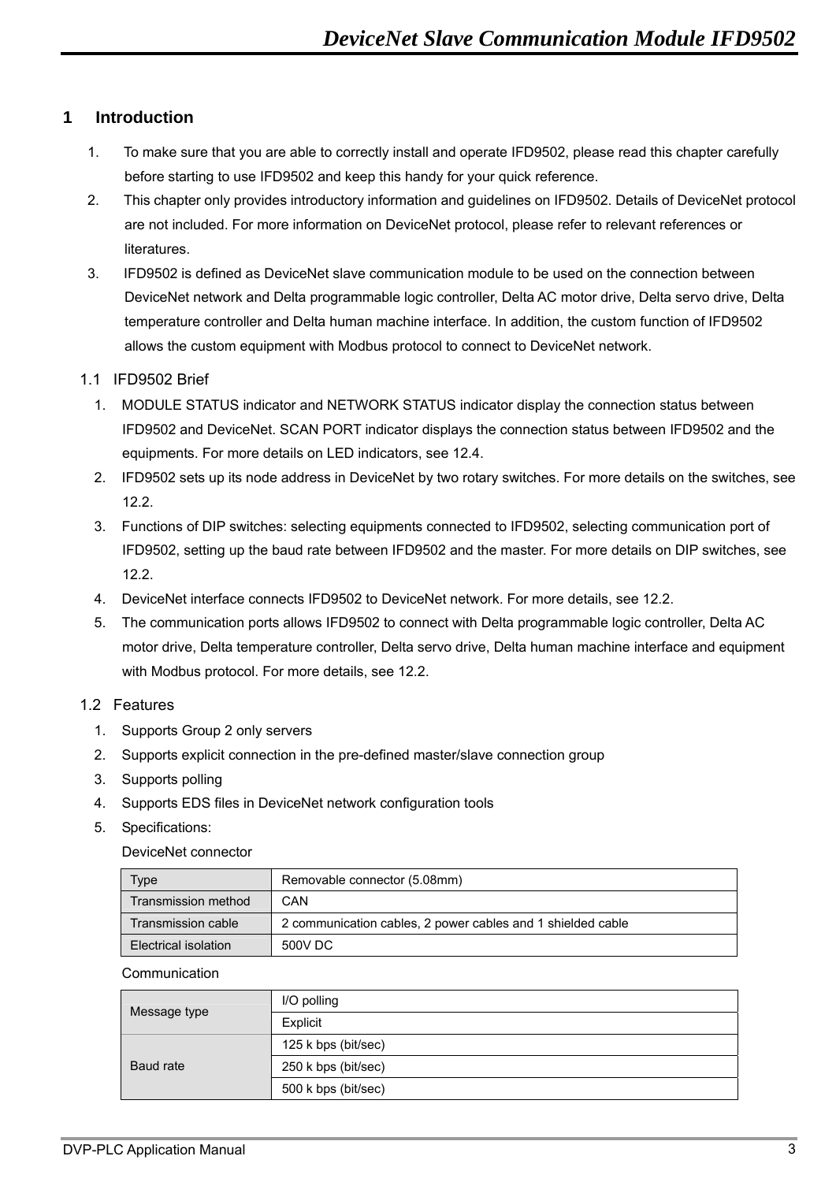# 1 Introduction

1. To make sure that you are able to correctly install and operate IFD9502, please read this chapter carefully before starting to use IFD9502 and keep this handy for your quick reference.
2. This chapter only provides introductory information and guidelines on IFD9502. Details of DeviceNet protocol are not included. For more information on DeviceNet protocol, please refer to relevant references or literatures.
3. IFD9502 is defined as DeviceNet slave communication module to be used on the connection between DeviceNet network and Delta programmable logic controller, Delta AC motor drive, Delta servo drive, Delta temperature controller and Delta human machine interface. In addition, the custom function of IFD9502 allows the custom equipment with Modbus protocol to connect to DeviceNet network.

## 1.1 IFD9502 Brief

1. MODULE STATUS indicator and NETWORK STATUS indicator display the connection status between IFD9502 and DeviceNet. SCAN PORT indicator displays the connection status between IFD9502 and the equipments. For more details on LED indicators, see 12.4.
2. IFD9502 sets up its node address in DeviceNet by two rotary switches. For more details on the switches, see 12.2.
3. Functions of DIP switches: selecting equipments connected to IFD9502, selecting communication port of IFD9502, setting up the baud rate between IFD9502 and the master. For more details on DIP switches, see 12.2.
4. DeviceNet interface connects IFD9502 to DeviceNet network. For more details, see 12.2.
5. The communication ports allows IFD9502 to connect with Delta programmable logic controller, Delta AC motor drive, Delta temperature controller, Delta servo drive, Delta human machine interface and equipment with Modbus protocol. For more details, see 12.2.

## 1.2 Features

1. Supports Group 2 only servers
2. Supports explicit connection in the pre-defined master/slave connection group
3. Supports polling
4. Supports EDS files in DeviceNet network configuration tools
5. Specifications:

DeviceNet connector

| Type | Removable connector (5.08mm) |
|---|---|
| Transmission method | CAN |
| Transmission cable | 2 communication cables, 2 power cables and 1 shielded cable |
| Electrical isolation | 500V DC |

Communication

| Message type | I/O polling |
|---|---|
| | Explicit |
| Baud rate | 125 k bps (bit/sec) |
| | 250 k bps (bit/sec) |
| | 500 k bps (bit/sec) |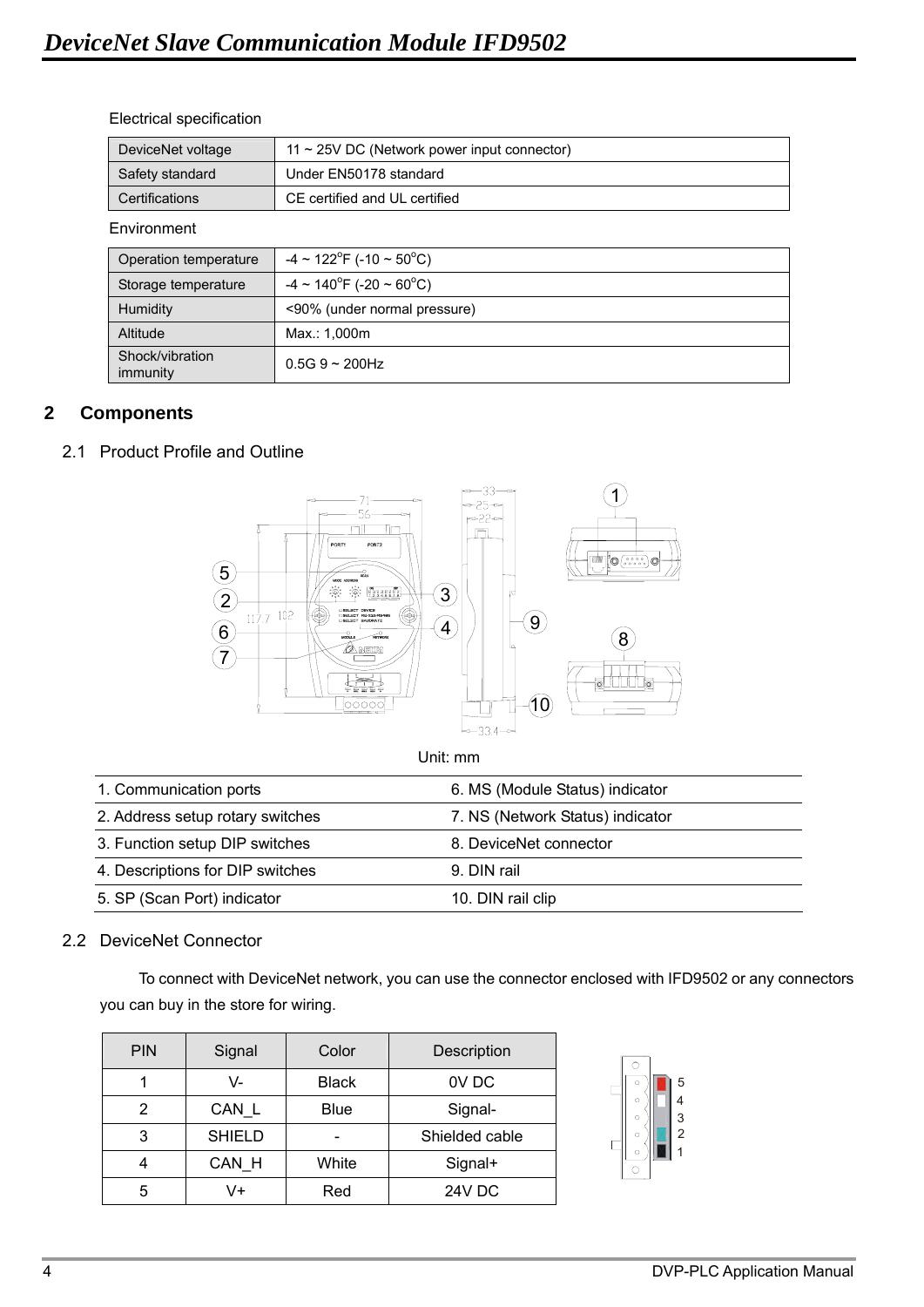Electrical specification

| DeviceNet voltage | 11 ~ 25V DC (Network power input connector) |
|---|---|
| Safety standard | Under EN50178 standard |
| Certifications | CE certified and UL certified |

Environment

| Operation temperature | -4 ~ 122°F (-10 ~ 50°C) |
|---|---|
| Storage temperature | -4 ~ 140°F (-20 ~ 60°C) |
| Humidity | <90% (under normal pressure) |
| Altitude | Max.: 1,000m |
| Shock/vibration immunity | 0.5G 9 ~ 200Hz |

## 2 Components

### 2.1 Product Profile and Outline

Unit: mm

| 1. Communication ports | 6. MS (Module Status) indicator |
|---|---|
| 2. Address setup rotary switches | 7. NS (Network Status) indicator |
| 3. Function setup DIP switches | 8. DeviceNet connector |
| 4. Descriptions for DIP switches | 9. DIN rail |
| 5. SP (Scan Port) indicator | 10. DIN rail clip |

### 2.2 DeviceNet Connector

To connect with DeviceNet network, you can use the connector enclosed with IFD9502 or any connectors you can buy in the store for wiring.

| PIN | Signal | Color | Description |
|---|---|---|---|
| 1 | V- | Black | 0V DC |
| 2 | CAN_L | Blue | Signal- |
| 3 | SHIELD | - | Shielded cable |
| 4 | CAN_H | White | Signal+ |
| 5 | V+ | Red | 24V DC |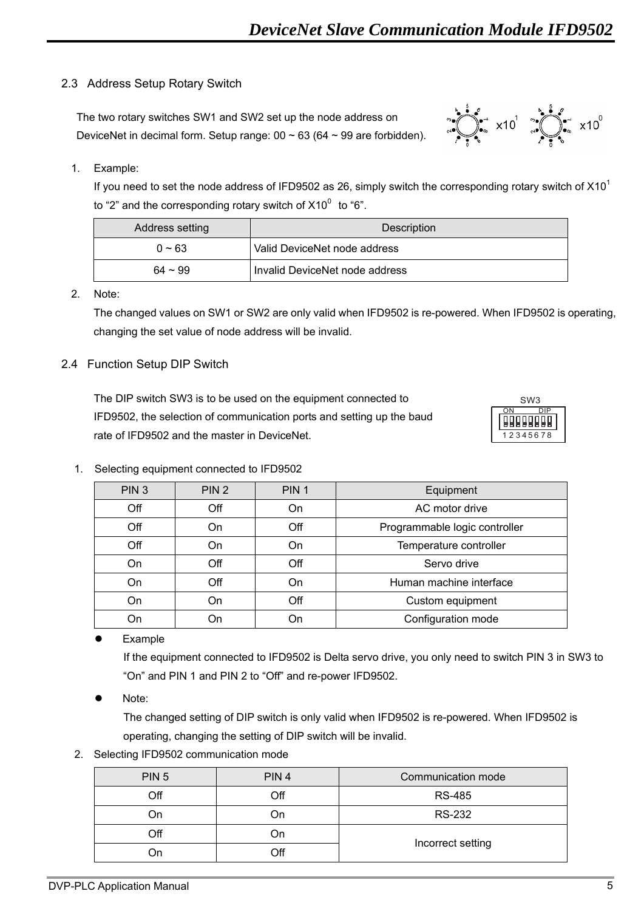## 2.3 Address Setup Rotary Switch

The two rotary switches SW1 and SW2 set up the node address on DeviceNet in decimal form. Setup range: 00 ~ 63 (64 ~ 99 are forbidden).

1. Example:

   If you need to set the node address of IFD9502 as 26, simply switch the corresponding rotary switch of $X10^1$ to "2" and the corresponding rotary switch of $X10^0$ to "6".

| Address setting | Description |
|---|---|
| 0 ~ 63 | Valid DeviceNet node address |
| 64 ~ 99 | Invalid DeviceNet node address |

2. Note:

   The changed values on SW1 or SW2 are only valid when IFD9502 is re-powered. When IFD9502 is operating, changing the set value of node address will be invalid.

## 2.4 Function Setup DIP Switch

The DIP switch SW3 is to be used on the equipment connected to IFD9502, the selection of communication ports and setting up the baud rate of IFD9502 and the master in DeviceNet.

1. Selecting equipment connected to IFD9502

| PIN 3 | PIN 2 | PIN 1 | Equipment |
|---|---|---|---|
| Off | Off | On | AC motor drive |
| Off | On | Off | Programmable logic controller |
| Off | On | On | Temperature controller |
| On | Off | Off | Servo drive |
| On | Off | On | Human machine interface |
| On | On | Off | Custom equipment |
| On | On | On | Configuration mode |

- Example

  If the equipment connected to IFD9502 is Delta servo drive, you only need to switch PIN 3 in SW3 to "On" and PIN 1 and PIN 2 to "Off" and re-power IFD9502.

- Note:

  The changed setting of DIP switch is only valid when IFD9502 is re-powered. When IFD9502 is operating, changing the setting of DIP switch will be invalid.

2. Selecting IFD9502 communication mode

| PIN 5 | PIN 4 | Communication mode |
|---|---|---|
| Off | Off | RS-485 |
| On | On | RS-232 |
| Off | On | Incorrect setting |
| On | Off | |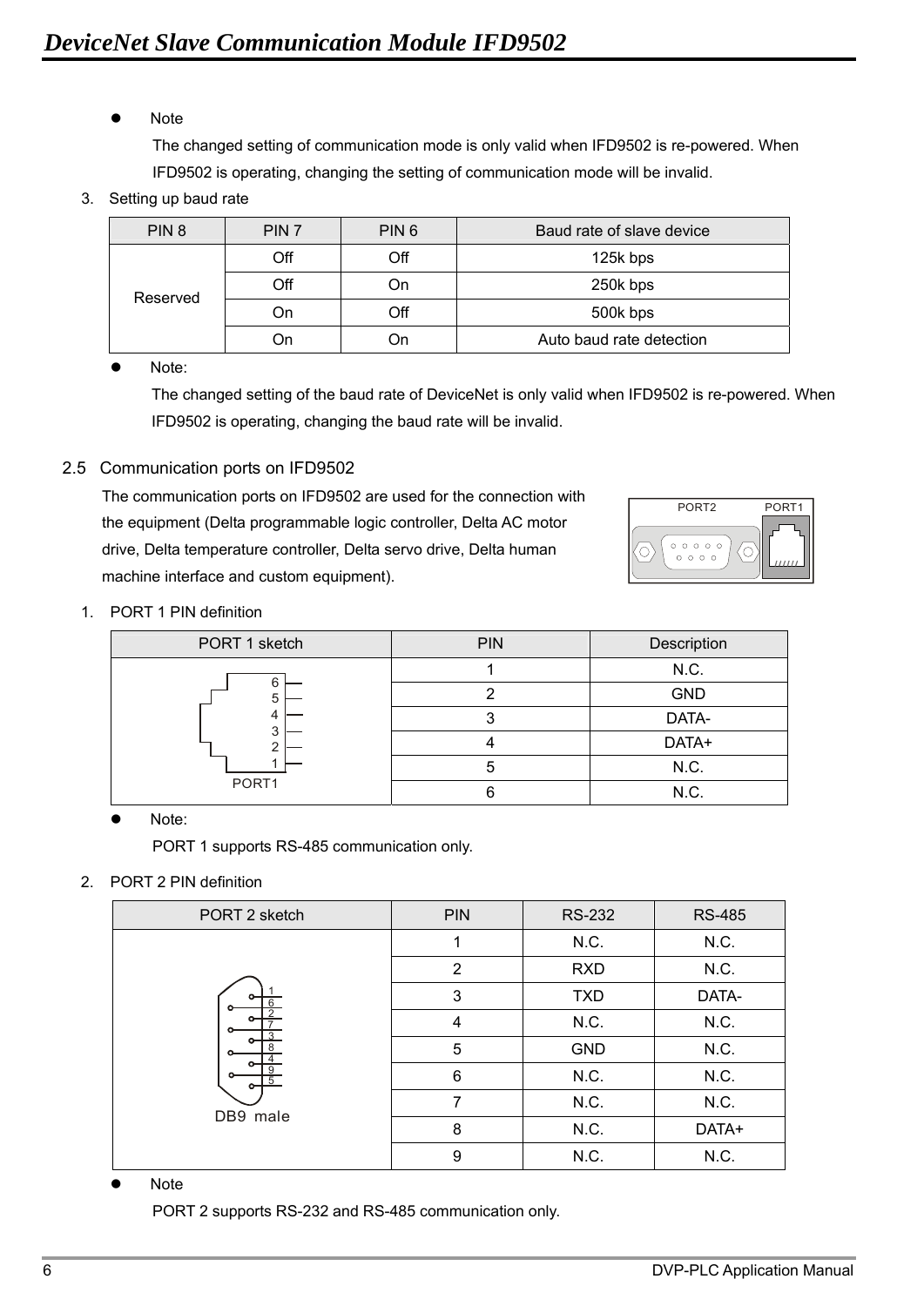- Note

  The changed setting of communication mode is only valid when IFD9502 is re-powered. When IFD9502 is operating, changing the setting of communication mode will be invalid.

3. Setting up baud rate

| PIN 8 | PIN 7 | PIN 6 | Baud rate of slave device |
|---|---|---|---|
| Reserved | Off | Off | 125k bps |
| | Off | On | 250k bps |
| | On | Off | 500k bps |
| | On | On | Auto baud rate detection |

- Note:

  The changed setting of the baud rate of DeviceNet is only valid when IFD9502 is re-powered. When IFD9502 is operating, changing the baud rate will be invalid.

## 2.5 Communication ports on IFD9502

The communication ports on IFD9502 are used for the connection with the equipment (Delta programmable logic controller, Delta AC motor drive, Delta temperature controller, Delta servo drive, Delta human machine interface and custom equipment).

1. PORT 1 PIN definition

| PORT 1 sketch | PIN | Description |
|---|---|---|
| PORT1 | 1 | N.C. |
| | 2 | GND |
| | 3 | DATA- |
| | 4 | DATA+ |
| | 5 | N.C. |
| | 6 | N.C. |

- Note:

  PORT 1 supports RS-485 communication only.

2. PORT 2 PIN definition

| PORT 2 sketch | PIN | RS-232 | RS-485 |
|---|---|---|---|
| DB9 male | 1 | N.C. | N.C. |
| | 2 | RXD | N.C. |
| | 3 | TXD | DATA- |
| | 4 | N.C. | N.C. |
| | 5 | GND | N.C. |
| | 6 | N.C. | N.C. |
| | 7 | N.C. | N.C. |
| | 8 | N.C. | DATA+ |
| | 9 | N.C. | N.C. |

- Note

  PORT 2 supports RS-232 and RS-485 communication only.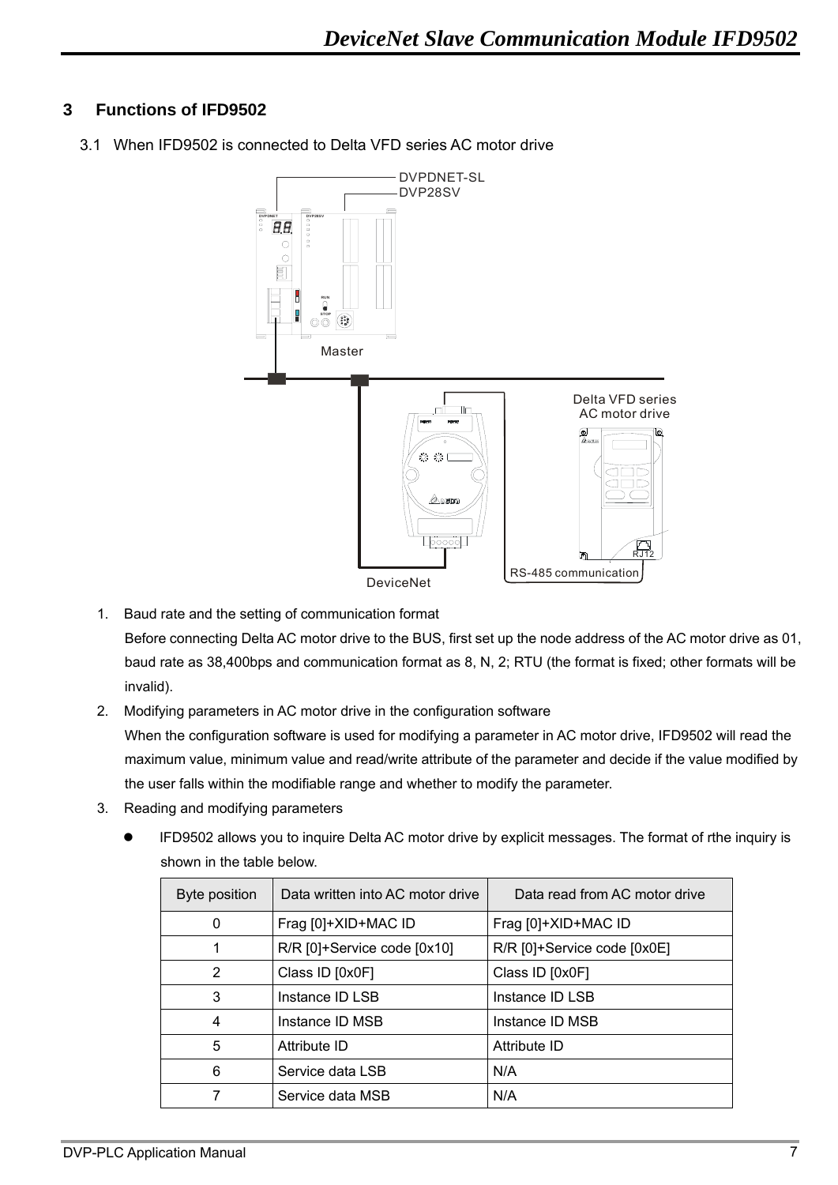## 3 Functions of IFD9502

3.1 When IFD9502 is connected to Delta VFD series AC motor drive

1. Baud rate and the setting of communication format

   Before connecting Delta AC motor drive to the BUS, first set up the node address of the AC motor drive as 01, baud rate as 38,400bps and communication format as 8, N, 2; RTU (the format is fixed; other formats will be invalid).

2. Modifying parameters in AC motor drive in the configuration software

   When the configuration software is used for modifying a parameter in AC motor drive, IFD9502 will read the maximum value, minimum value and read/write attribute of the parameter and decide if the value modified by the user falls within the modifiable range and whether to modify the parameter.

3. Reading and modifying parameters

   - IFD9502 allows you to inquire Delta AC motor drive by explicit messages. The format of rthe inquiry is shown in the table below.

| Byte position | Data written into AC motor drive | Data read from AC motor drive |
|---|---|---|
| 0 | Frag [0]+XID+MAC ID | Frag [0]+XID+MAC ID |
| 1 | R/R [0]+Service code [0x10] | R/R [0]+Service code [0x0E] |
| 2 | Class ID [0x0F] | Class ID [0x0F] |
| 3 | Instance ID LSB | Instance ID LSB |
| 4 | Instance ID MSB | Instance ID MSB |
| 5 | Attribute ID | Attribute ID |
| 6 | Service data LSB | N/A |
| 7 | Service data MSB | N/A |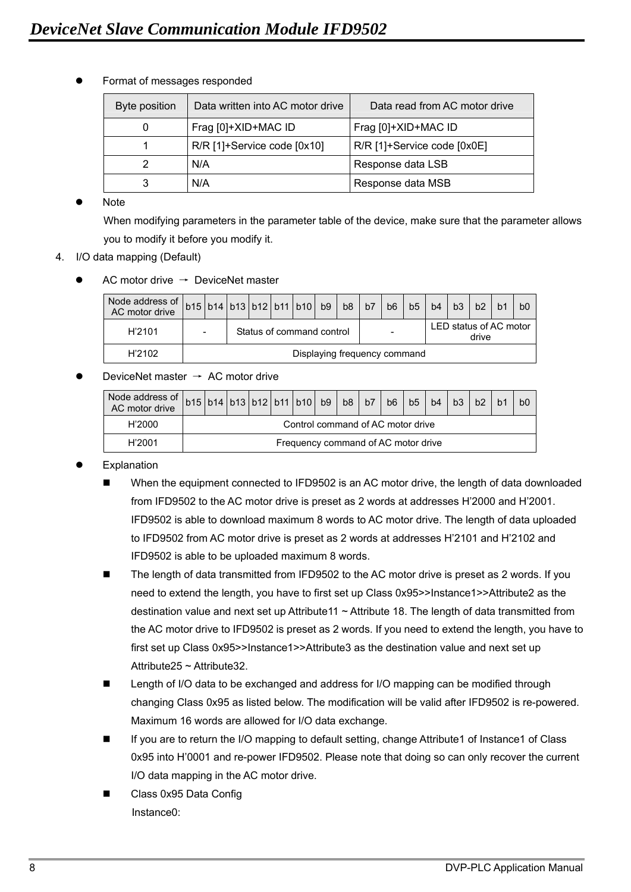- Format of messages responded

| Byte position | Data written into AC motor drive | Data read from AC motor drive |
|---|---|---|
| 0 | Frag [0]+XID+MAC ID | Frag [0]+XID+MAC ID |
| 1 | R/R [1]+Service code [0x10] | R/R [1]+Service code [0x0E] |
| 2 | N/A | Response data LSB |
| 3 | N/A | Response data MSB |

- Note

  When modifying parameters in the parameter table of the device, make sure that the parameter allows you to modify it before you modify it.

4. I/O data mapping (Default)

- AC motor drive → DeviceNet master

| Node address of AC motor drive | b15 | b14 | b13 | b12 | b11 | b10 | b9 | b8 | b7 | b6 | b5 | b4 | b3 | b2 | b1 | b0 |
|---|---|---|---|---|---|---|---|---|---|---|---|---|---|---|---|---|
| H'2101 | - | | Status of command control | | | | | | - | | | LED status of AC motor drive | | | | |
| H'2102 | Displaying frequency command | | | | | | | | | | | | | | | |

- DeviceNet master → AC motor drive

| Node address of AC motor drive | b15 | b14 | b13 | b12 | b11 | b10 | b9 | b8 | b7 | b6 | b5 | b4 | b3 | b2 | b1 | b0 |
|---|---|---|---|---|---|---|---|---|---|---|---|---|---|---|---|---|
| H'2000 | Control command of AC motor drive | | | | | | | | | | | | | | | |
| H'2001 | Frequency command of AC motor drive | | | | | | | | | | | | | | | |

- Explanation
  - When the equipment connected to IFD9502 is an AC motor drive, the length of data downloaded from IFD9502 to the AC motor drive is preset as 2 words at addresses H'2000 and H'2001. IFD9502 is able to download maximum 8 words to AC motor drive. The length of data uploaded to IFD9502 from AC motor drive is preset as 2 words at addresses H'2101 and H'2102 and IFD9502 is able to be uploaded maximum 8 words.
  - The length of data transmitted from IFD9502 to the AC motor drive is preset as 2 words. If you need to extend the length, you have to first set up Class 0x95>>Instance1>>Attribute2 as the destination value and next set up Attribute11 ~ Attribute 18. The length of data transmitted from the AC motor drive to IFD9502 is preset as 2 words. If you need to extend the length, you have to first set up Class 0x95>>Instance1>>Attribute3 as the destination value and next set up Attribute25 ~ Attribute32.
  - Length of I/O data to be exchanged and address for I/O mapping can be modified through changing Class 0x95 as listed below. The modification will be valid after IFD9502 is re-powered. Maximum 16 words are allowed for I/O data exchange.
  - If you are to return the I/O mapping to default setting, change Attribute1 of Instance1 of Class 0x95 into H'0001 and re-power IFD9502. Please note that doing so can only recover the current I/O data mapping in the AC motor drive.
  - Class 0x95 Data Config

    Instance0: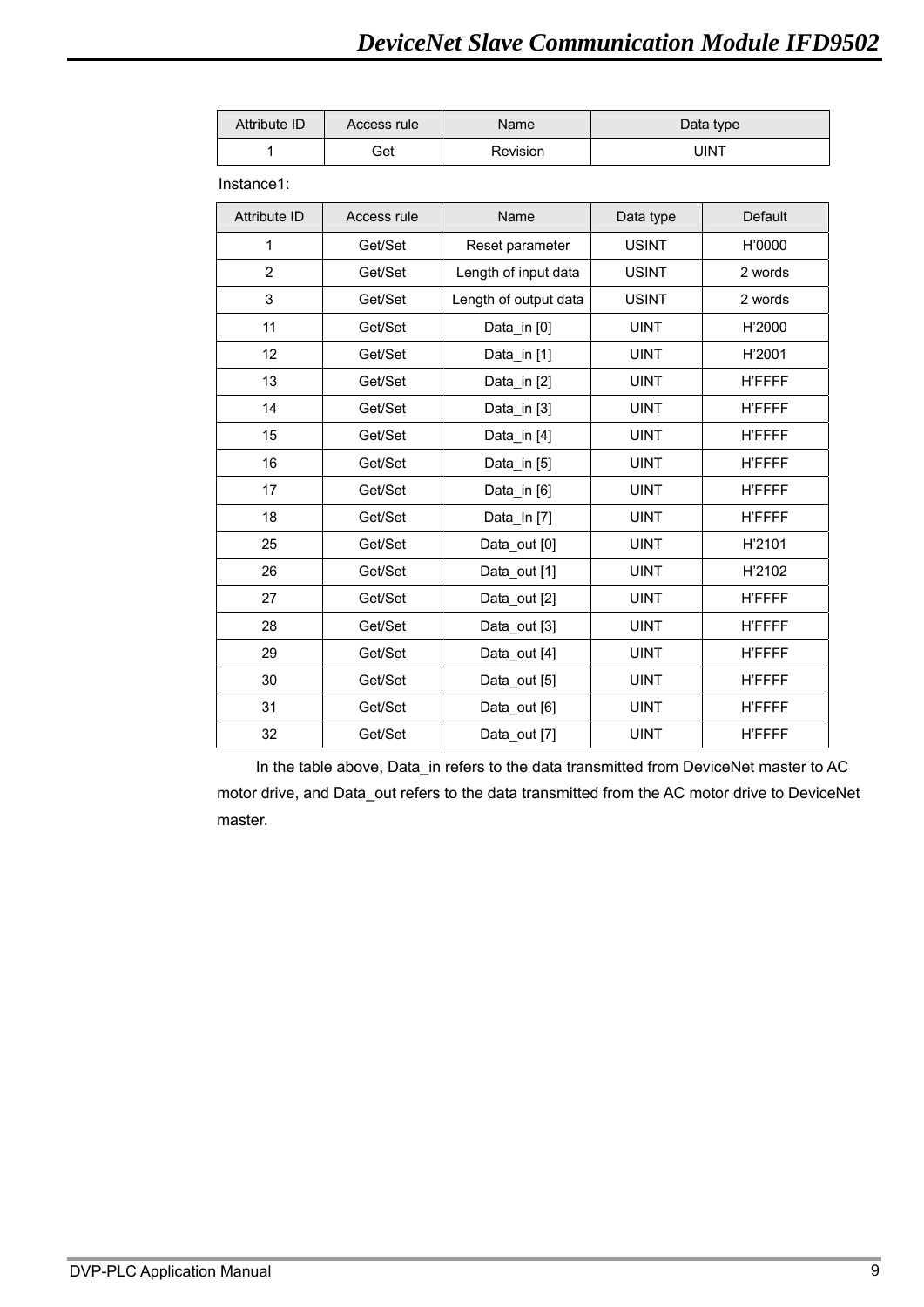| Attribute ID | Access rule | Name | Data type |
|---|---|---|---|
| 1 | Get | Revision | UINT |

Instance1:

| Attribute ID | Access rule | Name | Data type | Default |
|---|---|---|---|---|
| 1 | Get/Set | Reset parameter | USINT | H'0000 |
| 2 | Get/Set | Length of input data | USINT | 2 words |
| 3 | Get/Set | Length of output data | USINT | 2 words |
| 11 | Get/Set | Data_in [0] | UINT | H'2000 |
| 12 | Get/Set | Data_in [1] | UINT | H'2001 |
| 13 | Get/Set | Data_in [2] | UINT | H'FFFF |
| 14 | Get/Set | Data_in [3] | UINT | H'FFFF |
| 15 | Get/Set | Data_in [4] | UINT | H'FFFF |
| 16 | Get/Set | Data_in [5] | UINT | H'FFFF |
| 17 | Get/Set | Data_in [6] | UINT | H'FFFF |
| 18 | Get/Set | Data_In [7] | UINT | H'FFFF |
| 25 | Get/Set | Data_out [0] | UINT | H'2101 |
| 26 | Get/Set | Data_out [1] | UINT | H'2102 |
| 27 | Get/Set | Data_out [2] | UINT | H'FFFF |
| 28 | Get/Set | Data_out [3] | UINT | H'FFFF |
| 29 | Get/Set | Data_out [4] | UINT | H'FFFF |
| 30 | Get/Set | Data_out [5] | UINT | H'FFFF |
| 31 | Get/Set | Data_out [6] | UINT | H'FFFF |
| 32 | Get/Set | Data_out [7] | UINT | H'FFFF |

In the table above, Data_in refers to the data transmitted from DeviceNet master to AC motor drive, and Data_out refers to the data transmitted from the AC motor drive to DeviceNet master.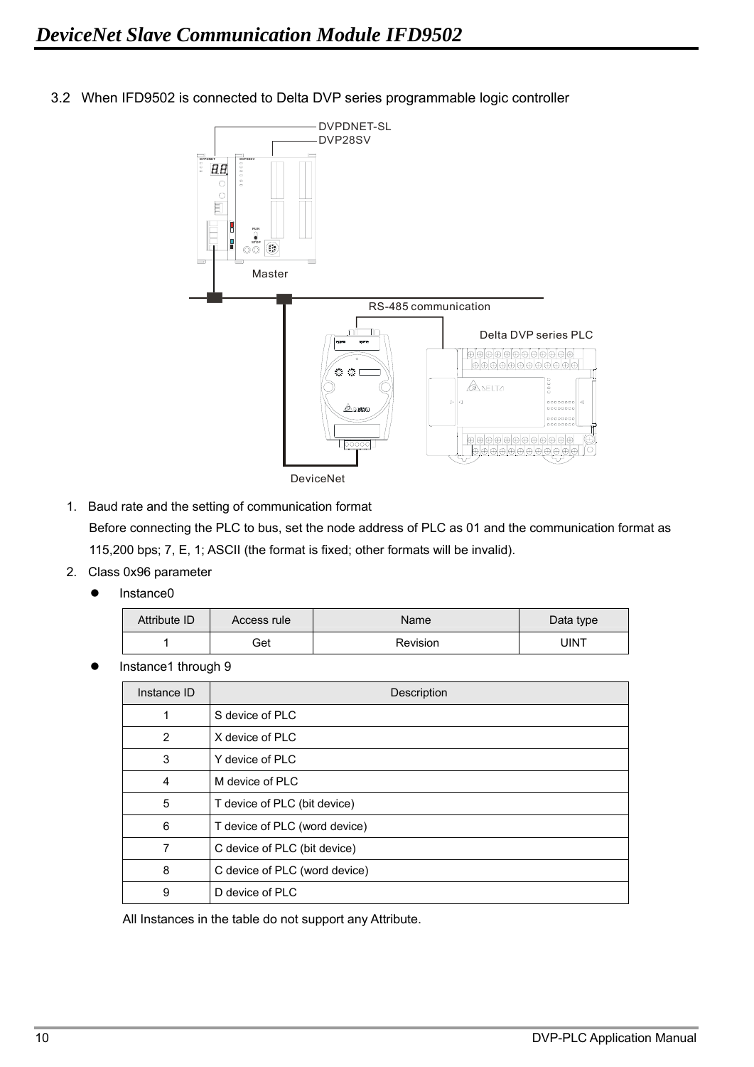3.2 When IFD9502 is connected to Delta DVP series programmable logic controller

1. Baud rate and the setting of communication format

   Before connecting the PLC to bus, set the node address of PLC as 01 and the communication format as 115,200 bps; 7, E, 1; ASCII (the format is fixed; other formats will be invalid).

2. Class 0x96 parameter

   - Instance0

| Attribute ID | Access rule | Name | Data type |
|---|---|---|---|
| 1 | Get | Revision | UINT |

   - Instance1 through 9

| Instance ID | Description |
|---|---|
| 1 | S device of PLC |
| 2 | X device of PLC |
| 3 | Y device of PLC |
| 4 | M device of PLC |
| 5 | T device of PLC (bit device) |
| 6 | T device of PLC (word device) |
| 7 | C device of PLC (bit device) |
| 8 | C device of PLC (word device) |
| 9 | D device of PLC |

   All Instances in the table do not support any Attribute.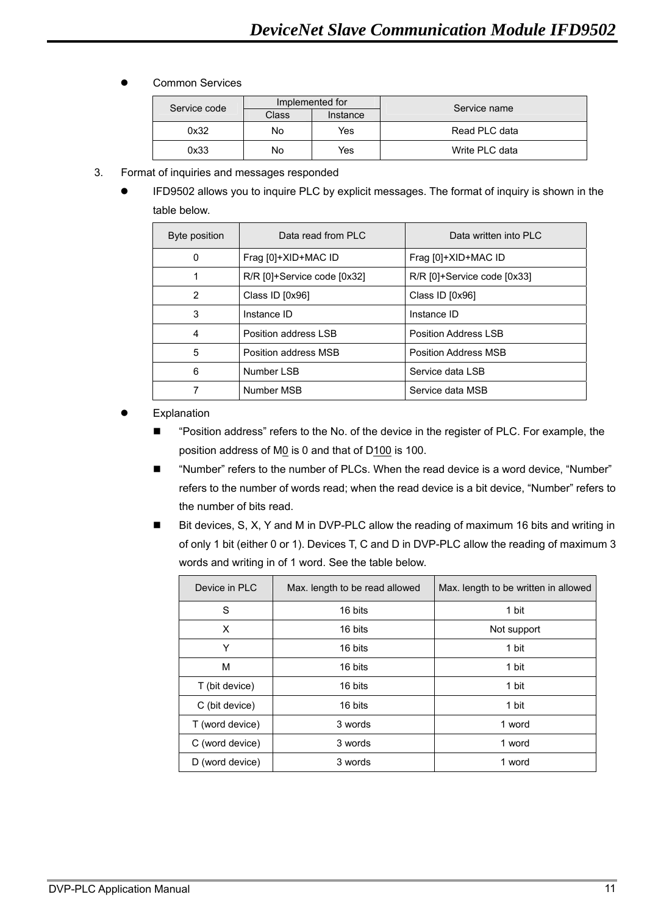- Common Services

| Service code | Implemented for | | Service name |
|---|---|---|---|
| | Class | Instance | |
| 0x32 | No | Yes | Read PLC data |
| 0x33 | No | Yes | Write PLC data |

3. Format of inquiries and messages responded

- IFD9502 allows you to inquire PLC by explicit messages. The format of inquiry is shown in the table below.

| Byte position | Data read from PLC | Data written into PLC |
|---|---|---|
| 0 | Frag [0]+XID+MAC ID | Frag [0]+XID+MAC ID |
| 1 | R/R [0]+Service code [0x32] | R/R [0]+Service code [0x33] |
| 2 | Class ID [0x96] | Class ID [0x96] |
| 3 | Instance ID | Instance ID |
| 4 | Position address LSB | Position Address LSB |
| 5 | Position address MSB | Position Address MSB |
| 6 | Number LSB | Service data LSB |
| 7 | Number MSB | Service data MSB |

- Explanation
  - "Position address" refers to the No. of the device in the register of PLC. For example, the position address of M0 is 0 and that of D100 is 100.
  - "Number" refers to the number of PLCs. When the read device is a word device, "Number" refers to the number of words read; when the read device is a bit device, "Number" refers to the number of bits read.
  - Bit devices, S, X, Y and M in DVP-PLC allow the reading of maximum 16 bits and writing in of only 1 bit (either 0 or 1). Devices T, C and D in DVP-PLC allow the reading of maximum 3 words and writing in of 1 word. See the table below.

| Device in PLC | Max. length to be read allowed | Max. length to be written in allowed |
|---|---|---|
| S | 16 bits | 1 bit |
| X | 16 bits | Not support |
| Y | 16 bits | 1 bit |
| M | 16 bits | 1 bit |
| T (bit device) | 16 bits | 1 bit |
| C (bit device) | 16 bits | 1 bit |
| T (word device) | 3 words | 1 word |
| C (word device) | 3 words | 1 word |
| D (word device) | 3 words | 1 word |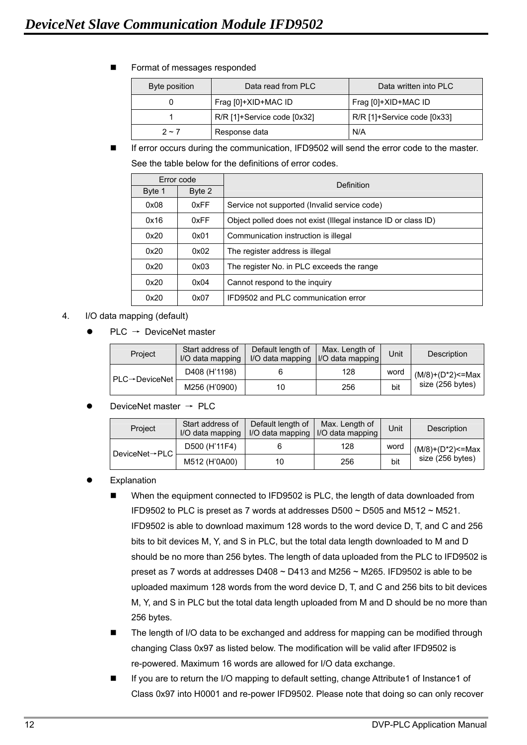- Format of messages responded

| Byte position | Data read from PLC | Data written into PLC |
|---|---|---|
| 0 | Frag [0]+XID+MAC ID | Frag [0]+XID+MAC ID |
| 1 | R/R [1]+Service code [0x32] | R/R [1]+Service code [0x33] |
| 2 ~ 7 | Response data | N/A |

- If error occurs during the communication, IFD9502 will send the error code to the master. See the table below for the definitions of error codes.

| Error code | | Definition |
|---|---|---|
| Byte 1 | Byte 2 | |
| 0x08 | 0xFF | Service not supported (Invalid service code) |
| 0x16 | 0xFF | Object polled does not exist (Illegal instance ID or class ID) |
| 0x20 | 0x01 | Communication instruction is illegal |
| 0x20 | 0x02 | The register address is illegal |
| 0x20 | 0x03 | The register No. in PLC exceeds the range |
| 0x20 | 0x04 | Cannot respond to the inquiry |
| 0x20 | 0x07 | IFD9502 and PLC communication error |

4. I/O data mapping (default)

- PLC → DeviceNet master

| Project | Start address of I/O data mapping | Default length of I/O data mapping | Max. Length of I/O data mapping | Unit | Description |
|---|---|---|---|---|---|
| PLC→DeviceNet | D408 (H'1198) | 6 | 128 | word | (M/8)+(D*2)<=Max size (256 bytes) |
| | M256 (H'0900) | 10 | 256 | bit | |

- DeviceNet master → PLC

| Project | Start address of I/O data mapping | Default length of I/O data mapping | Max. Length of I/O data mapping | Unit | Description |
|---|---|---|---|---|---|
| DeviceNet→PLC | D500 (H'11F4) | 6 | 128 | word | (M/8)+(D*2)<=Max size (256 bytes) |
| | M512 (H'0A00) | 10 | 256 | bit | |

- Explanation
  - When the equipment connected to IFD9502 is PLC, the length of data downloaded from IFD9502 to PLC is preset as 7 words at addresses D500 ~ D505 and M512 ~ M521. IFD9502 is able to download maximum 128 words to the word device D, T, and C and 256 bits to bit devices M, Y, and S in PLC, but the total data length downloaded to M and D should be no more than 256 bytes. The length of data uploaded from the PLC to IFD9502 is preset as 7 words at addresses D408 ~ D413 and M256 ~ M265. IFD9502 is able to be uploaded maximum 128 words from the word device D, T, and C and 256 bits to bit devices M, Y, and S in PLC but the total data length uploaded from M and D should be no more than 256 bytes.
  - The length of I/O data to be exchanged and address for mapping can be modified through changing Class 0x97 as listed below. The modification will be valid after IFD9502 is re-powered. Maximum 16 words are allowed for I/O data exchange.
  - If you are to return the I/O mapping to default setting, change Attribute1 of Instance1 of Class 0x97 into H0001 and re-power IFD9502. Please note that doing so can only recover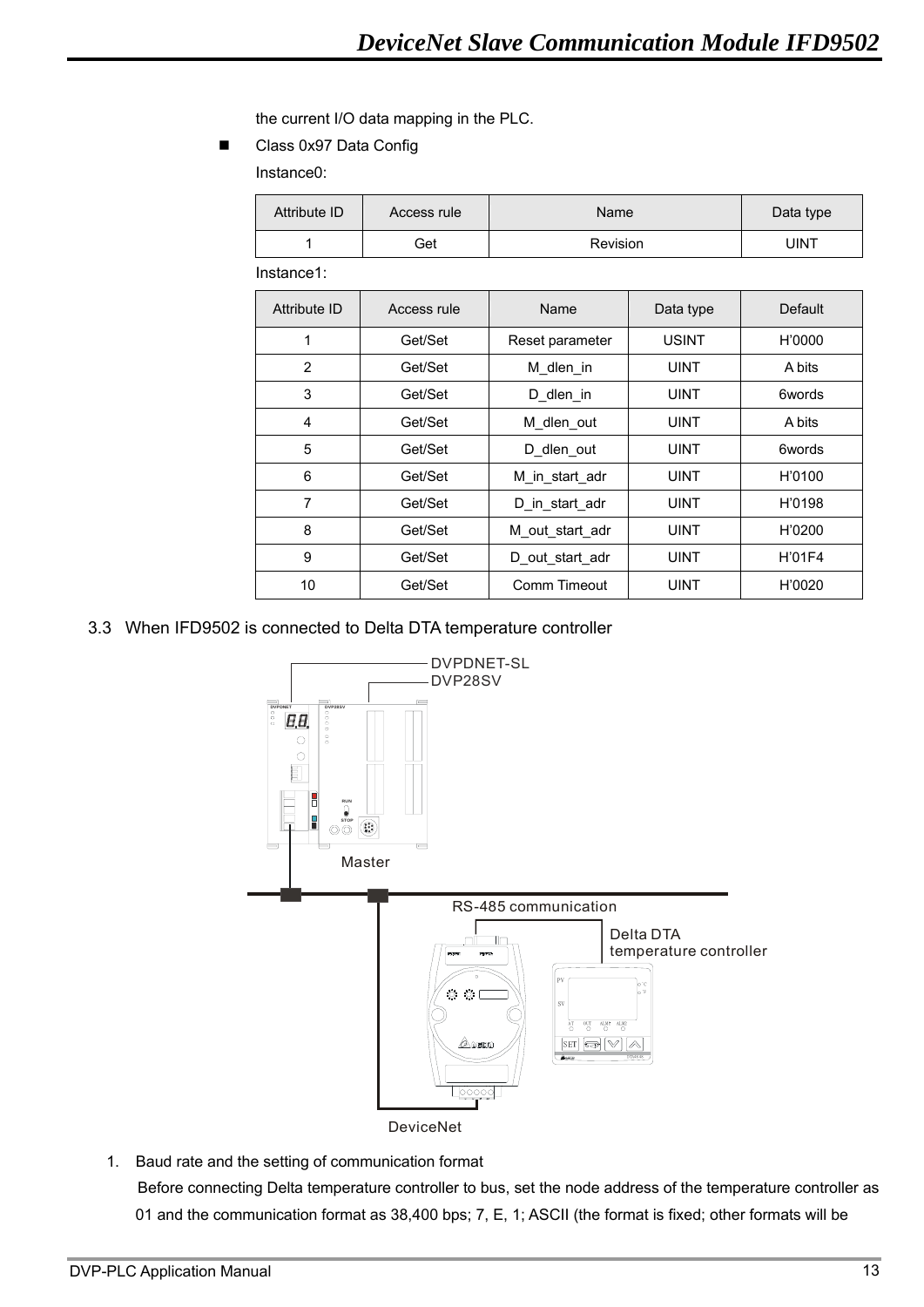the current I/O data mapping in the PLC.

- Class 0x97 Data Config

Instance0:

| Attribute ID | Access rule | Name | Data type |
|---|---|---|---|
| 1 | Get | Revision | UINT |

Instance1:

| Attribute ID | Access rule | Name | Data type | Default |
|---|---|---|---|---|
| 1 | Get/Set | Reset parameter | USINT | H'0000 |
| 2 | Get/Set | M_dlen_in | UINT | A bits |
| 3 | Get/Set | D_dlen_in | UINT | 6words |
| 4 | Get/Set | M_dlen_out | UINT | A bits |
| 5 | Get/Set | D_dlen_out | UINT | 6words |
| 6 | Get/Set | M_in_start_adr | UINT | H'0100 |
| 7 | Get/Set | D_in_start_adr | UINT | H'0198 |
| 8 | Get/Set | M_out_start_adr | UINT | H'0200 |
| 9 | Get/Set | D_out_start_adr | UINT | H'01F4 |
| 10 | Get/Set | Comm Timeout | UINT | H'0020 |

## 3.3 When IFD9502 is connected to Delta DTA temperature controller

DVPDNET-SL
DVP28SV
Master
RS-485 communication
Delta DTA temperature controller
DeviceNet

1. Baud rate and the setting of communication format

   Before connecting Delta temperature controller to bus, set the node address of the temperature controller as 01 and the communication format as 38,400 bps; 7, E, 1; ASCII (the format is fixed; other formats will be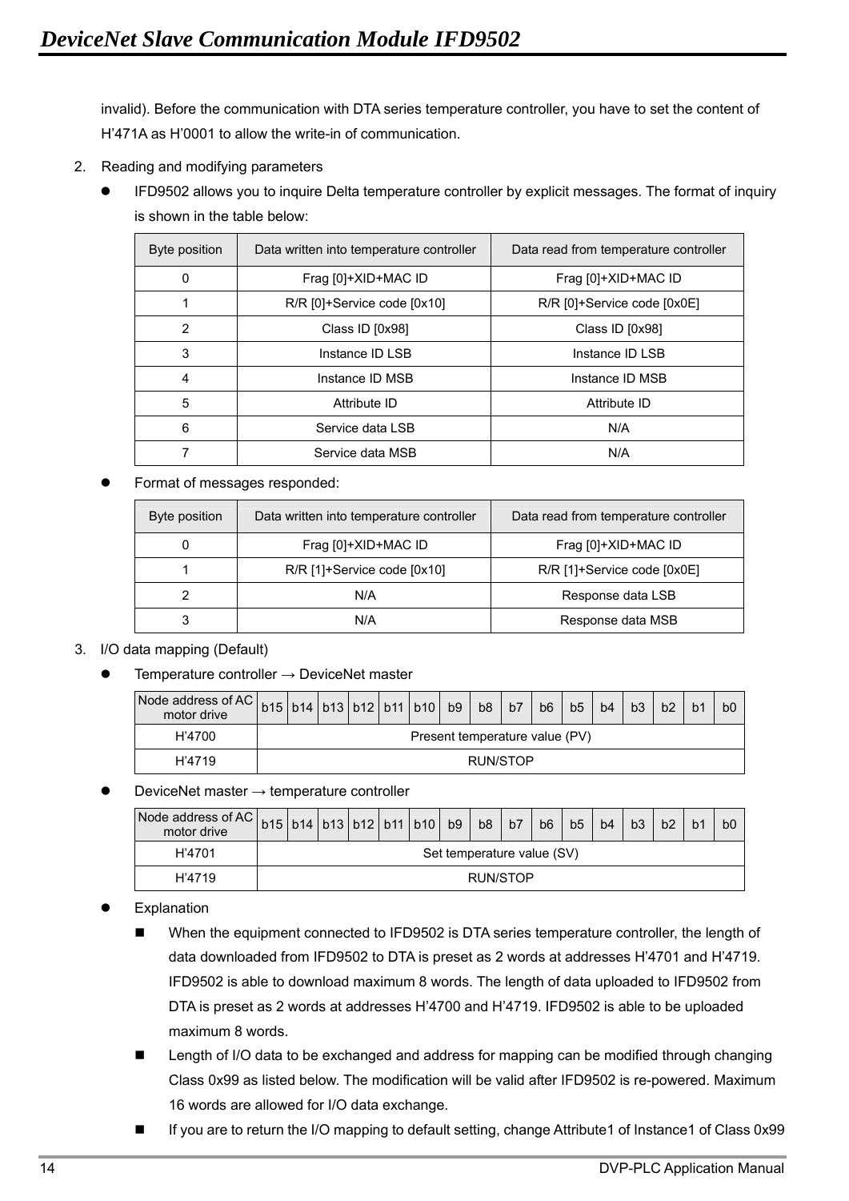invalid). Before the communication with DTA series temperature controller, you have to set the content of H'471A as H'0001 to allow the write-in of communication.

2. Reading and modifying parameters

- IFD9502 allows you to inquire Delta temperature controller by explicit messages. The format of inquiry is shown in the table below:

| Byte position | Data written into temperature controller | Data read from temperature controller |
|---|---|---|
| 0 | Frag [0]+XID+MAC ID | Frag [0]+XID+MAC ID |
| 1 | R/R [0]+Service code [0x10] | R/R [0]+Service code [0x0E] |
| 2 | Class ID [0x98] | Class ID [0x98] |
| 3 | Instance ID LSB | Instance ID LSB |
| 4 | Instance ID MSB | Instance ID MSB |
| 5 | Attribute ID | Attribute ID |
| 6 | Service data LSB | N/A |
| 7 | Service data MSB | N/A |

- Format of messages responded:

| Byte position | Data written into temperature controller | Data read from temperature controller |
|---|---|---|
| 0 | Frag [0]+XID+MAC ID | Frag [0]+XID+MAC ID |
| 1 | R/R [1]+Service code [0x10] | R/R [1]+Service code [0x0E] |
| 2 | N/A | Response data LSB |
| 3 | N/A | Response data MSB |

3. I/O data mapping (Default)

- Temperature controller → DeviceNet master

| Node address of AC motor drive | b15 | b14 | b13 | b12 | b11 | b10 | b9 | b8 | b7 | b6 | b5 | b4 | b3 | b2 | b1 | b0 |
|---|---|---|---|---|---|---|---|---|---|---|---|---|---|---|---|---|
| H'4700 | Present temperature value (PV) | | | | | | | | | | | | | | | |
| H'4719 | RUN/STOP | | | | | | | | | | | | | | | |

- DeviceNet master → temperature controller

| Node address of AC motor drive | b15 | b14 | b13 | b12 | b11 | b10 | b9 | b8 | b7 | b6 | b5 | b4 | b3 | b2 | b1 | b0 |
|---|---|---|---|---|---|---|---|---|---|---|---|---|---|---|---|---|
| H'4701 | Set temperature value (SV) | | | | | | | | | | | | | | | |
| H'4719 | RUN/STOP | | | | | | | | | | | | | | | |

- Explanation
  - When the equipment connected to IFD9502 is DTA series temperature controller, the length of data downloaded from IFD9502 to DTA is preset as 2 words at addresses H'4701 and H'4719. IFD9502 is able to download maximum 8 words. The length of data uploaded to IFD9502 from DTA is preset as 2 words at addresses H'4700 and H'4719. IFD9502 is able to be uploaded maximum 8 words.
  - Length of I/O data to be exchanged and address for mapping can be modified through changing Class 0x99 as listed below. The modification will be valid after IFD9502 is re-powered. Maximum 16 words are allowed for I/O data exchange.
  - If you are to return the I/O mapping to default setting, change Attribute1 of Instance1 of Class 0x99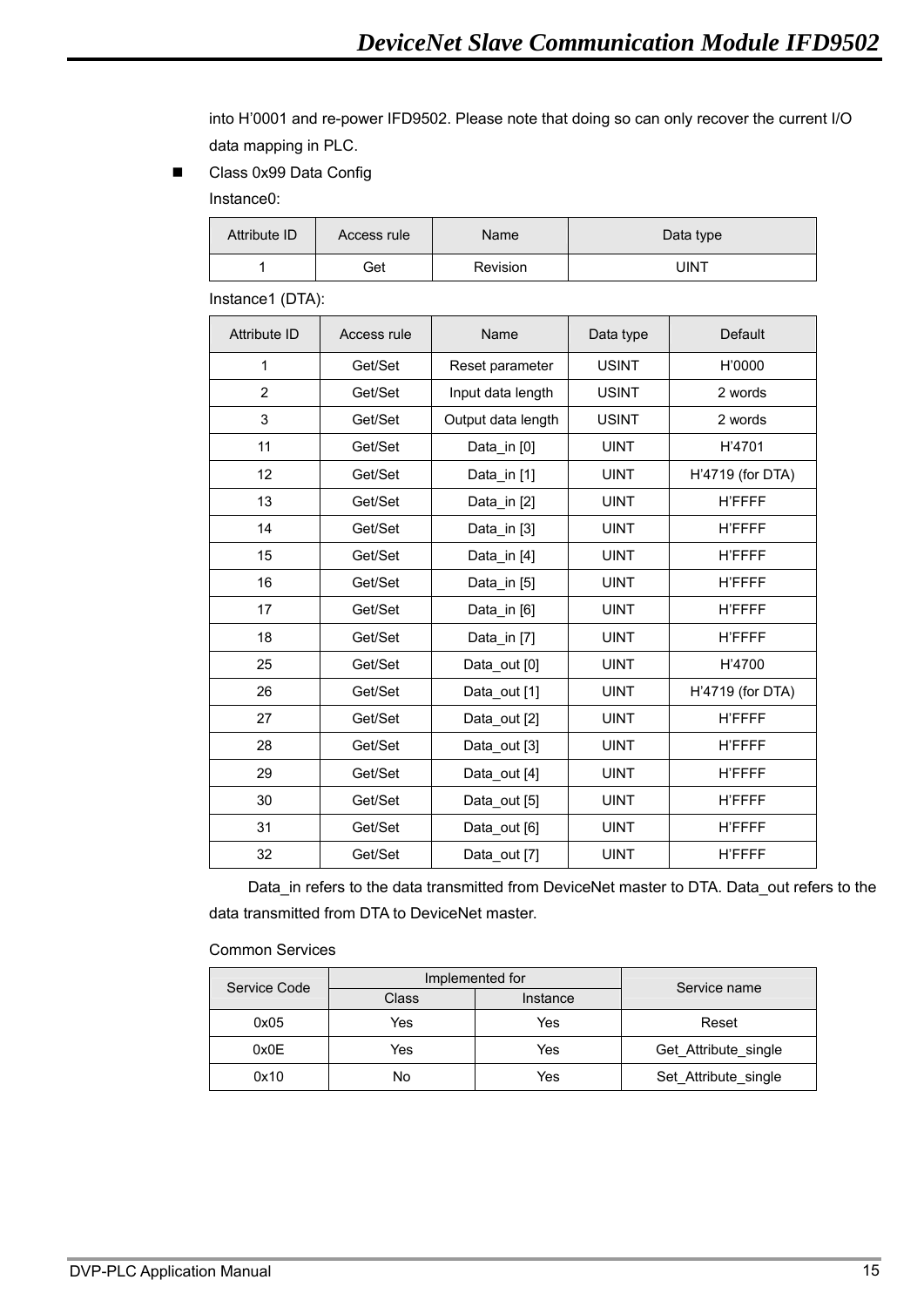into H'0001 and re-power IFD9502. Please note that doing so can only recover the current I/O data mapping in PLC.

- Class 0x99 Data Config

Instance0:

| Attribute ID | Access rule | Name | Data type |
|---|---|---|---|
| 1 | Get | Revision | UINT |

Instance1 (DTA):

| Attribute ID | Access rule | Name | Data type | Default |
|---|---|---|---|---|
| 1 | Get/Set | Reset parameter | USINT | H'0000 |
| 2 | Get/Set | Input data length | USINT | 2 words |
| 3 | Get/Set | Output data length | USINT | 2 words |
| 11 | Get/Set | Data_in [0] | UINT | H'4701 |
| 12 | Get/Set | Data_in [1] | UINT | H'4719 (for DTA) |
| 13 | Get/Set | Data_in [2] | UINT | H'FFFF |
| 14 | Get/Set | Data_in [3] | UINT | H'FFFF |
| 15 | Get/Set | Data_in [4] | UINT | H'FFFF |
| 16 | Get/Set | Data_in [5] | UINT | H'FFFF |
| 17 | Get/Set | Data_in [6] | UINT | H'FFFF |
| 18 | Get/Set | Data_in [7] | UINT | H'FFFF |
| 25 | Get/Set | Data_out [0] | UINT | H'4700 |
| 26 | Get/Set | Data_out [1] | UINT | H'4719 (for DTA) |
| 27 | Get/Set | Data_out [2] | UINT | H'FFFF |
| 28 | Get/Set | Data_out [3] | UINT | H'FFFF |
| 29 | Get/Set | Data_out [4] | UINT | H'FFFF |
| 30 | Get/Set | Data_out [5] | UINT | H'FFFF |
| 31 | Get/Set | Data_out [6] | UINT | H'FFFF |
| 32 | Get/Set | Data_out [7] | UINT | H'FFFF |

Data_in refers to the data transmitted from DeviceNet master to DTA. Data_out refers to the data transmitted from DTA to DeviceNet master.

Common Services

| Service Code | Implemented for | | Service name |
|---|---|---|---|
| | Class | Instance | |
| 0x05 | Yes | Yes | Reset |
| 0x0E | Yes | Yes | Get_Attribute_single |
| 0x10 | No | Yes | Set_Attribute_single |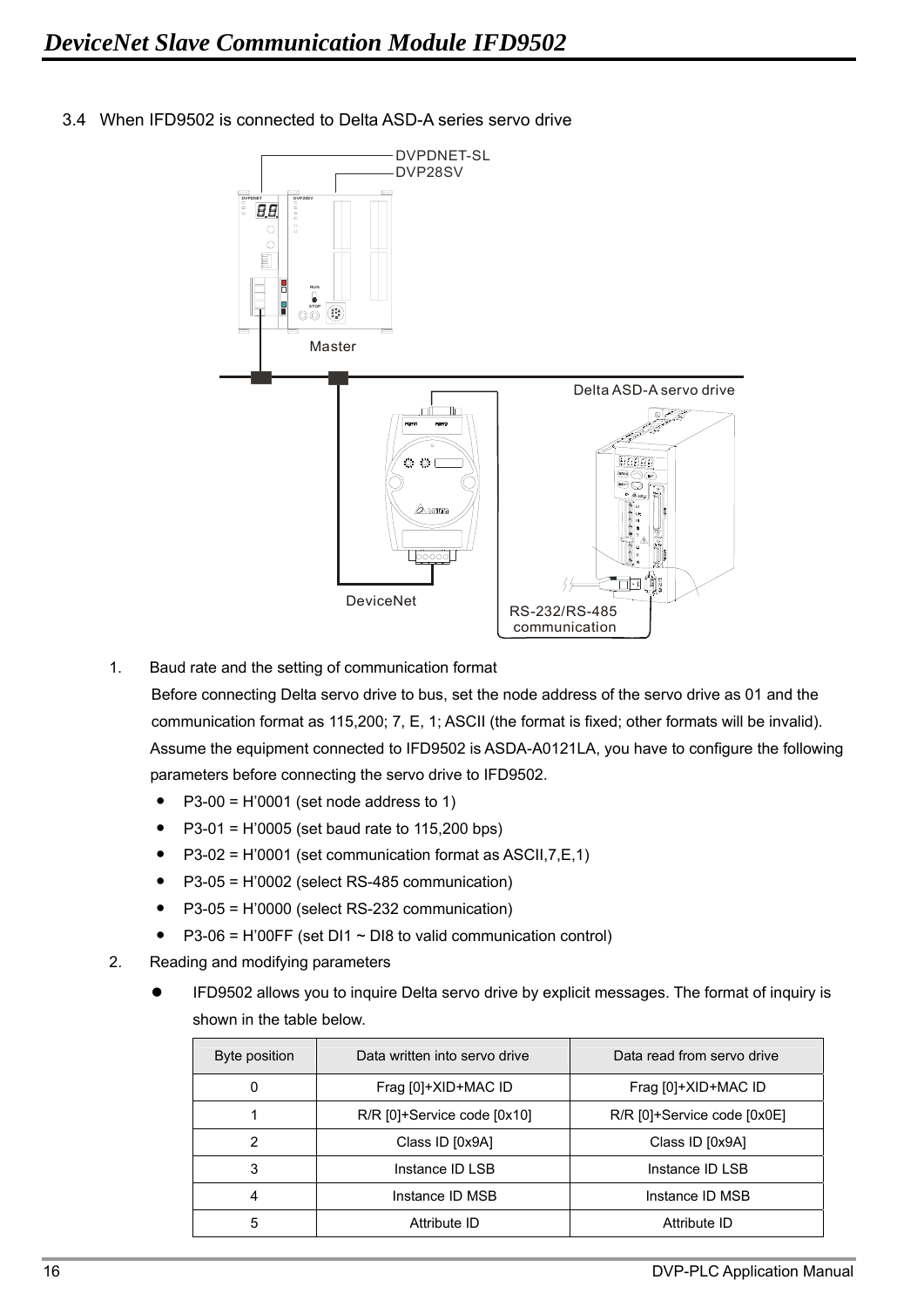## 3.4 When IFD9502 is connected to Delta ASD-A series servo drive

1. Baud rate and the setting of communication format

   Before connecting Delta servo drive to bus, set the node address of the servo drive as 01 and the communication format as 115,200; 7, E, 1; ASCII (the format is fixed; other formats will be invalid). Assume the equipment connected to IFD9502 is ASDA-A0121LA, you have to configure the following parameters before connecting the servo drive to IFD9502.

   - P3-00 = H'0001 (set node address to 1)
   - P3-01 = H'0005 (set baud rate to 115,200 bps)
   - P3-02 = H'0001 (set communication format as ASCII,7,E,1)
   - P3-05 = H'0002 (select RS-485 communication)
   - P3-05 = H'0000 (select RS-232 communication)
   - P3-06 = H'00FF (set DI1 ~ DI8 to valid communication control)

2. Reading and modifying parameters

   - IFD9502 allows you to inquire Delta servo drive by explicit messages. The format of inquiry is shown in the table below.

| Byte position | Data written into servo drive | Data read from servo drive |
|---|---|---|
| 0 | Frag [0]+XID+MAC ID | Frag [0]+XID+MAC ID |
| 1 | R/R [0]+Service code [0x10] | R/R [0]+Service code [0x0E] |
| 2 | Class ID [0x9A] | Class ID [0x9A] |
| 3 | Instance ID LSB | Instance ID LSB |
| 4 | Instance ID MSB | Instance ID MSB |
| 5 | Attribute ID | Attribute ID |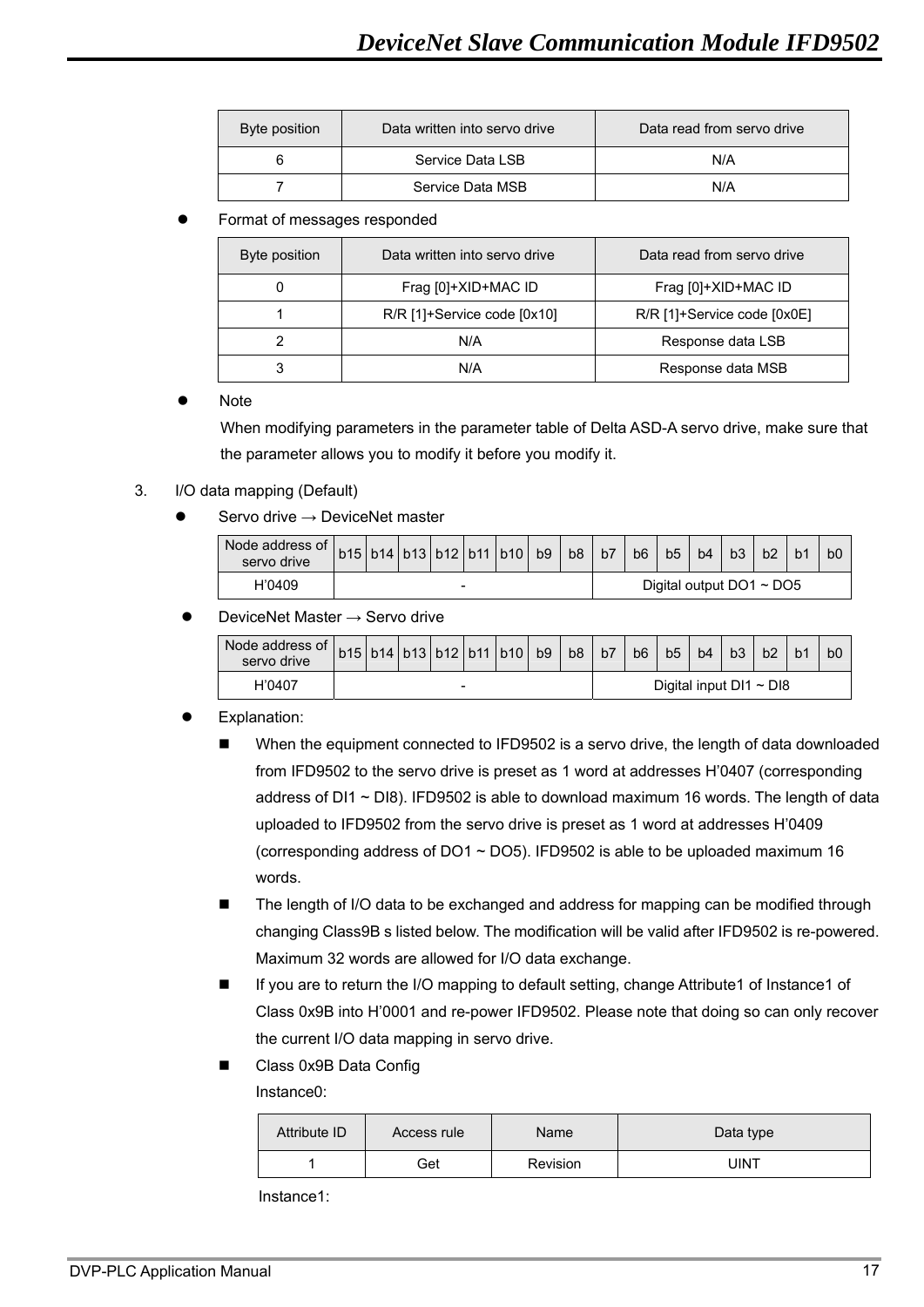| Byte position | Data written into servo drive | Data read from servo drive |
|---|---|---|
| 6 | Service Data LSB | N/A |
| 7 | Service Data MSB | N/A |

- Format of messages responded

| Byte position | Data written into servo drive | Data read from servo drive |
|---|---|---|
| 0 | Frag [0]+XID+MAC ID | Frag [0]+XID+MAC ID |
| 1 | R/R [1]+Service code [0x10] | R/R [1]+Service code [0x0E] |
| 2 | N/A | Response data LSB |
| 3 | N/A | Response data MSB |

- Note

  When modifying parameters in the parameter table of Delta ASD-A servo drive, make sure that the parameter allows you to modify it before you modify it.

3. I/O data mapping (Default)

- Servo drive → DeviceNet master

| Node address of servo drive | b15 | b14 | b13 | b12 | b11 | b10 | b9 | b8 | b7 | b6 | b5 | b4 | b3 | b2 | b1 | b0 |
|---|---|---|---|---|---|---|---|---|---|---|---|---|---|---|---|---|
| H’0409 | - | | | | | | | | Digital output DO1 ~ DO5 | | | | | | | |

- DeviceNet Master → Servo drive

| Node address of servo drive | b15 | b14 | b13 | b12 | b11 | b10 | b9 | b8 | b7 | b6 | b5 | b4 | b3 | b2 | b1 | b0 |
|---|---|---|---|---|---|---|---|---|---|---|---|---|---|---|---|---|
| H’0407 | - | | | | | | | | Digital input DI1 ~ DI8 | | | | | | | |

- Explanation:
  - When the equipment connected to IFD9502 is a servo drive, the length of data downloaded from IFD9502 to the servo drive is preset as 1 word at addresses H’0407 (corresponding address of DI1 ~ DI8). IFD9502 is able to download maximum 16 words. The length of data uploaded to IFD9502 from the servo drive is preset as 1 word at addresses H’0409 (corresponding address of DO1 ~ DO5). IFD9502 is able to be uploaded maximum 16 words.
  - The length of I/O data to be exchanged and address for mapping can be modified through changing Class9B s listed below. The modification will be valid after IFD9502 is re-powered. Maximum 32 words are allowed for I/O data exchange.
  - If you are to return the I/O mapping to default setting, change Attribute1 of Instance1 of Class 0x9B into H’0001 and re-power IFD9502. Please note that doing so can only recover the current I/O data mapping in servo drive.
  - Class 0x9B Data Config

    Instance0:

| Attribute ID | Access rule | Name | Data type |
|---|---|---|---|
| 1 | Get | Revision | UINT |

Instance1: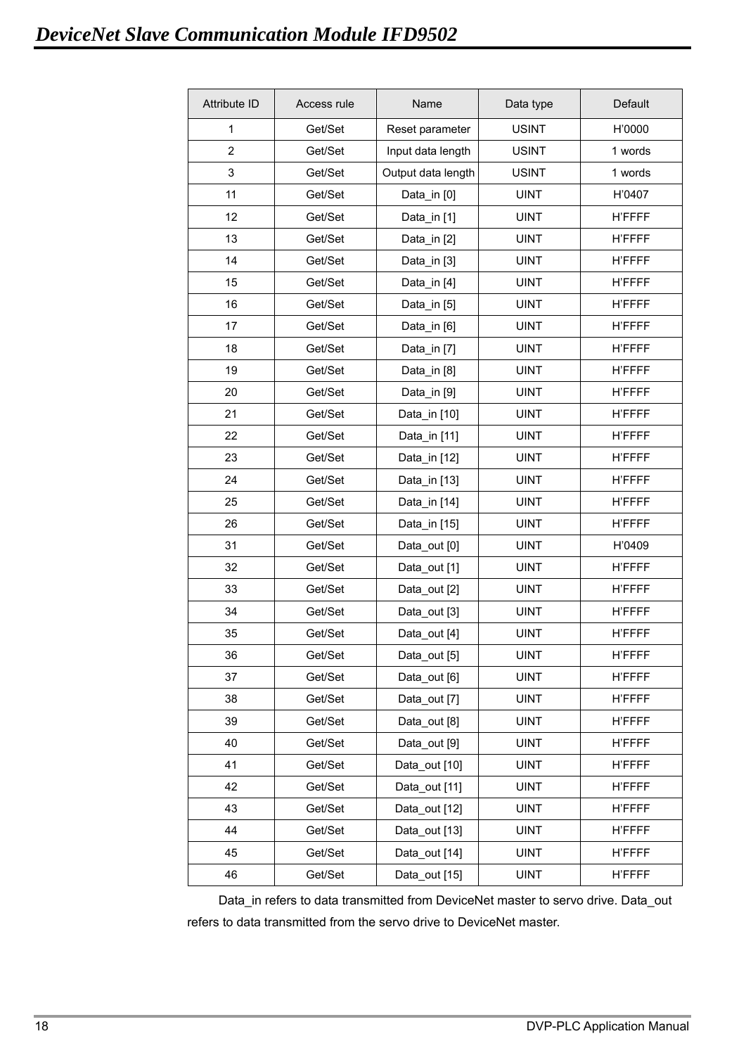| Attribute ID | Access rule | Name | Data type | Default |
|---|---|---|---|---|
| 1 | Get/Set | Reset parameter | USINT | H’0000 |
| 2 | Get/Set | Input data length | USINT | 1 words |
| 3 | Get/Set | Output data length | USINT | 1 words |
| 11 | Get/Set | Data_in [0] | UINT | H’0407 |
| 12 | Get/Set | Data_in [1] | UINT | H’FFFF |
| 13 | Get/Set | Data_in [2] | UINT | H’FFFF |
| 14 | Get/Set | Data_in [3] | UINT | H’FFFF |
| 15 | Get/Set | Data_in [4] | UINT | H’FFFF |
| 16 | Get/Set | Data_in [5] | UINT | H’FFFF |
| 17 | Get/Set | Data_in [6] | UINT | H’FFFF |
| 18 | Get/Set | Data_in [7] | UINT | H’FFFF |
| 19 | Get/Set | Data_in [8] | UINT | H’FFFF |
| 20 | Get/Set | Data_in [9] | UINT | H’FFFF |
| 21 | Get/Set | Data_in [10] | UINT | H’FFFF |
| 22 | Get/Set | Data_in [11] | UINT | H’FFFF |
| 23 | Get/Set | Data_in [12] | UINT | H’FFFF |
| 24 | Get/Set | Data_in [13] | UINT | H’FFFF |
| 25 | Get/Set | Data_in [14] | UINT | H’FFFF |
| 26 | Get/Set | Data_in [15] | UINT | H’FFFF |
| 31 | Get/Set | Data_out [0] | UINT | H’0409 |
| 32 | Get/Set | Data_out [1] | UINT | H’FFFF |
| 33 | Get/Set | Data_out [2] | UINT | H’FFFF |
| 34 | Get/Set | Data_out [3] | UINT | H’FFFF |
| 35 | Get/Set | Data_out [4] | UINT | H’FFFF |
| 36 | Get/Set | Data_out [5] | UINT | H’FFFF |
| 37 | Get/Set | Data_out [6] | UINT | H’FFFF |
| 38 | Get/Set | Data_out [7] | UINT | H’FFFF |
| 39 | Get/Set | Data_out [8] | UINT | H’FFFF |
| 40 | Get/Set | Data_out [9] | UINT | H’FFFF |
| 41 | Get/Set | Data_out [10] | UINT | H’FFFF |
| 42 | Get/Set | Data_out [11] | UINT | H’FFFF |
| 43 | Get/Set | Data_out [12] | UINT | H’FFFF |
| 44 | Get/Set | Data_out [13] | UINT | H’FFFF |
| 45 | Get/Set | Data_out [14] | UINT | H’FFFF |
| 46 | Get/Set | Data_out [15] | UINT | H’FFFF |

Data_in refers to data transmitted from DeviceNet master to servo drive. Data_out refers to data transmitted from the servo drive to DeviceNet master.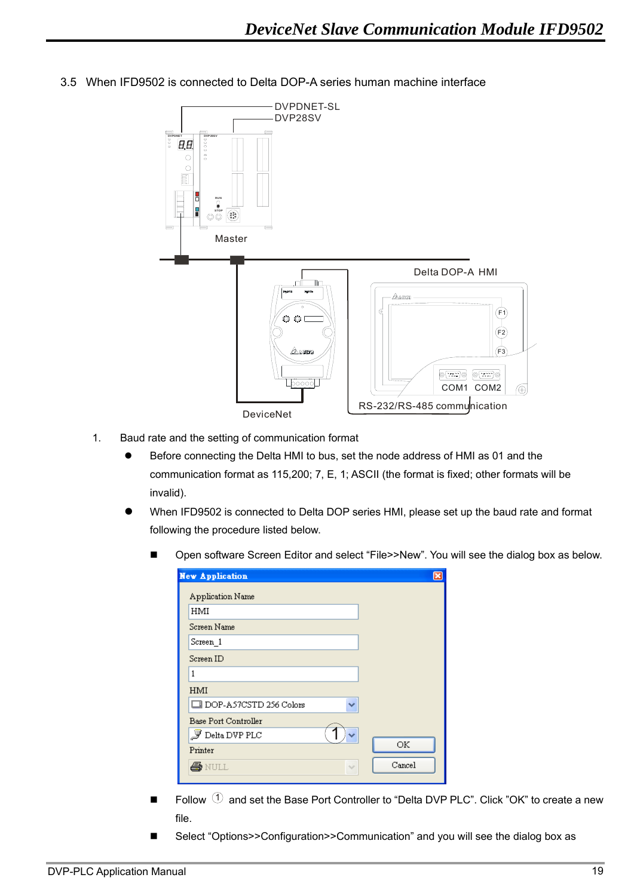3.5 When IFD9502 is connected to Delta DOP-A series human machine interface

1. Baud rate and the setting of communication format

- Before connecting the Delta HMI to bus, set the node address of HMI as 01 and the communication format as 115,200; 7, E, 1; ASCII (the format is fixed; other formats will be invalid).
- When IFD9502 is connected to Delta DOP series HMI, please set up the baud rate and format following the procedure listed below.

  - Open software Screen Editor and select "File>>New". You will see the dialog box as below.

  - Follow ① and set the Base Port Controller to "Delta DVP PLC". Click "OK" to create a new file.
  - Select "Options>>Configuration>>Communication" and you will see the dialog box as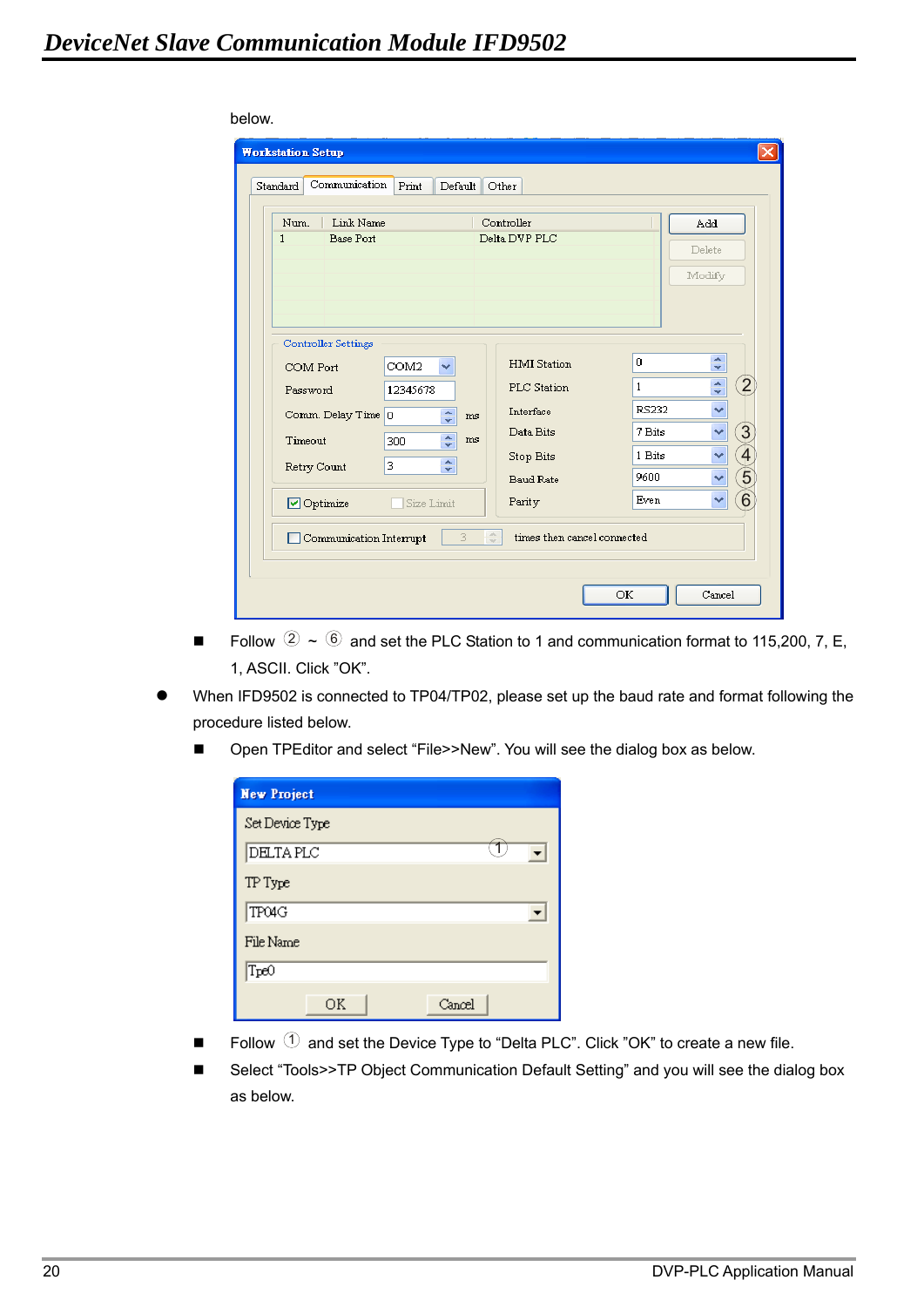below.

- Follow ② ~ ⑥ and set the PLC Station to 1 and communication format to 115,200, 7, E, 1, ASCII. Click "OK".

- When IFD9502 is connected to TP04/TP02, please set up the baud rate and format following the procedure listed below.
  - Open TPEditor and select "File>>New". You will see the dialog box as below.
  - Follow ① and set the Device Type to "Delta PLC". Click "OK" to create a new file.
  - Select "Tools>>TP Object Communication Default Setting" and you will see the dialog box as below.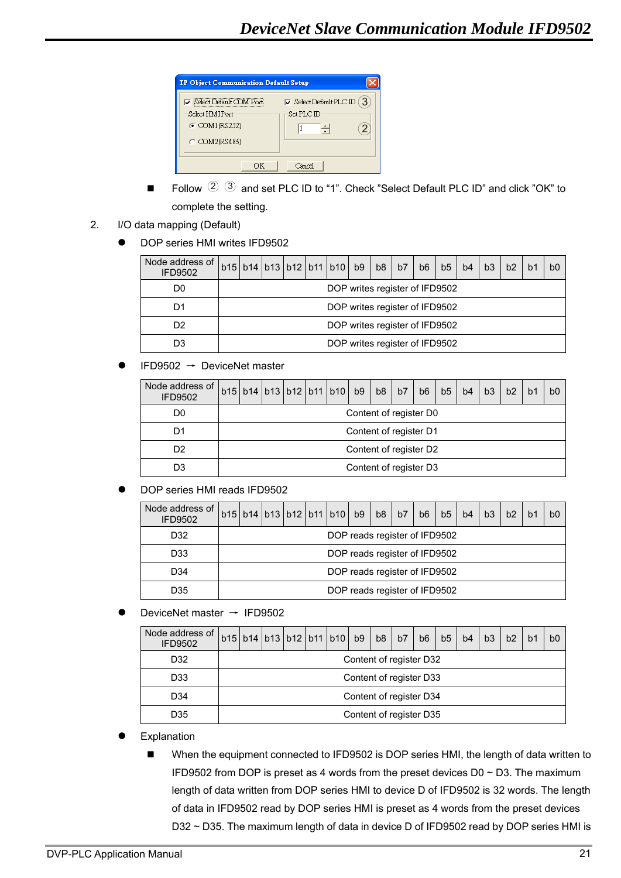TP Object Communication Default Setup

☑ Select Default COM Port　　☑ Select Default PLC ID ③

Select HMI Port　　Set PLC ID

◉ COM1(RS232)　　1 ②

○ COM2(RS485)

OK　Cancel

- Follow ② ③ and set PLC ID to “1”. Check ”Select Default PLC ID” and click ”OK” to complete the setting.

2. I/O data mapping (Default)

   - DOP series HMI writes IFD9502

| Node address of IFD9502 | b15 | b14 | b13 | b12 | b11 | b10 | b9 | b8 | b7 | b6 | b5 | b4 | b3 | b2 | b1 | b0 |
|---|---|---|---|---|---|---|---|---|---|---|---|---|---|---|---|---|
| D0 | DOP writes register of IFD9502 | | | | | | | | | | | | | | | |
| D1 | DOP writes register of IFD9502 | | | | | | | | | | | | | | | |
| D2 | DOP writes register of IFD9502 | | | | | | | | | | | | | | | |
| D3 | DOP writes register of IFD9502 | | | | | | | | | | | | | | | |

   - IFD9502 → DeviceNet master

| Node address of IFD9502 | b15 | b14 | b13 | b12 | b11 | b10 | b9 | b8 | b7 | b6 | b5 | b4 | b3 | b2 | b1 | b0 |
|---|---|---|---|---|---|---|---|---|---|---|---|---|---|---|---|---|
| D0 | Content of register D0 | | | | | | | | | | | | | | | |
| D1 | Content of register D1 | | | | | | | | | | | | | | | |
| D2 | Content of register D2 | | | | | | | | | | | | | | | |
| D3 | Content of register D3 | | | | | | | | | | | | | | | |

   - DOP series HMI reads IFD9502

| Node address of IFD9502 | b15 | b14 | b13 | b12 | b11 | b10 | b9 | b8 | b7 | b6 | b5 | b4 | b3 | b2 | b1 | b0 |
|---|---|---|---|---|---|---|---|---|---|---|---|---|---|---|---|---|
| D32 | DOP reads register of IFD9502 | | | | | | | | | | | | | | | |
| D33 | DOP reads register of IFD9502 | | | | | | | | | | | | | | | |
| D34 | DOP reads register of IFD9502 | | | | | | | | | | | | | | | |
| D35 | DOP reads register of IFD9502 | | | | | | | | | | | | | | | |

   - DeviceNet master → IFD9502

| Node address of IFD9502 | b15 | b14 | b13 | b12 | b11 | b10 | b9 | b8 | b7 | b6 | b5 | b4 | b3 | b2 | b1 | b0 |
|---|---|---|---|---|---|---|---|---|---|---|---|---|---|---|---|---|
| D32 | Content of register D32 | | | | | | | | | | | | | | | |
| D33 | Content of register D33 | | | | | | | | | | | | | | | |
| D34 | Content of register D34 | | | | | | | | | | | | | | | |
| D35 | Content of register D35 | | | | | | | | | | | | | | | |

   - Explanation
     - When the equipment connected to IFD9502 is DOP series HMI, the length of data written to IFD9502 from DOP is preset as 4 words from the preset devices D0 ~ D3. The maximum length of data written from DOP series HMI to device D of IFD9502 is 32 words. The length of data in IFD9502 read by DOP series HMI is preset as 4 words from the preset devices D32 ~ D35. The maximum length of data in device D of IFD9502 read by DOP series HMI is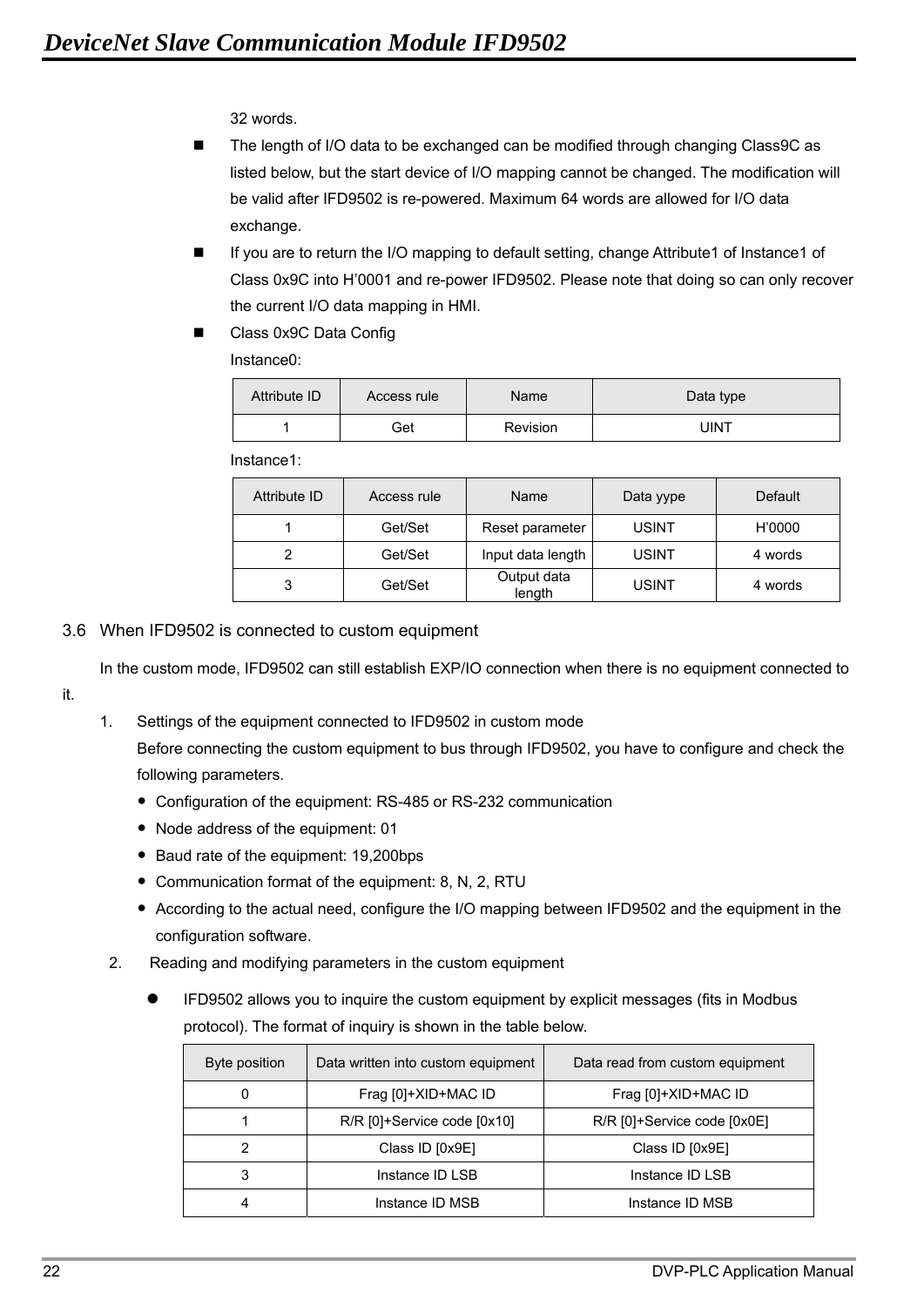32 words.

- The length of I/O data to be exchanged can be modified through changing Class9C as listed below, but the start device of I/O mapping cannot be changed. The modification will be valid after IFD9502 is re-powered. Maximum 64 words are allowed for I/O data exchange.
- If you are to return the I/O mapping to default setting, change Attribute1 of Instance1 of Class 0x9C into H'0001 and re-power IFD9502. Please note that doing so can only recover the current I/O data mapping in HMI.
- Class 0x9C Data Config

  Instance0:

| Attribute ID | Access rule | Name | Data type |
|---|---|---|---|
| 1 | Get | Revision | UINT |

  Instance1:

| Attribute ID | Access rule | Name | Data yype | Default |
|---|---|---|---|---|
| 1 | Get/Set | Reset parameter | USINT | H'0000 |
| 2 | Get/Set | Input data length | USINT | 4 words |
| 3 | Get/Set | Output data length | USINT | 4 words |

## 3.6 When IFD9502 is connected to custom equipment

In the custom mode, IFD9502 can still establish EXP/IO connection when there is no equipment connected to it.

1. Settings of the equipment connected to IFD9502 in custom mode

   Before connecting the custom equipment to bus through IFD9502, you have to configure and check the following parameters.

   - Configuration of the equipment: RS-485 or RS-232 communication
   - Node address of the equipment: 01
   - Baud rate of the equipment: 19,200bps
   - Communication format of the equipment: 8, N, 2, RTU
   - According to the actual need, configure the I/O mapping between IFD9502 and the equipment in the configuration software.

2. Reading and modifying parameters in the custom equipment

   - IFD9502 allows you to inquire the custom equipment by explicit messages (fits in Modbus protocol). The format of inquiry is shown in the table below.

| Byte position | Data written into custom equipment | Data read from custom equipment |
|---|---|---|
| 0 | Frag [0]+XID+MAC ID | Frag [0]+XID+MAC ID |
| 1 | R/R [0]+Service code [0x10] | R/R [0]+Service code [0x0E] |
| 2 | Class ID [0x9E] | Class ID [0x9E] |
| 3 | Instance ID LSB | Instance ID LSB |
| 4 | Instance ID MSB | Instance ID MSB |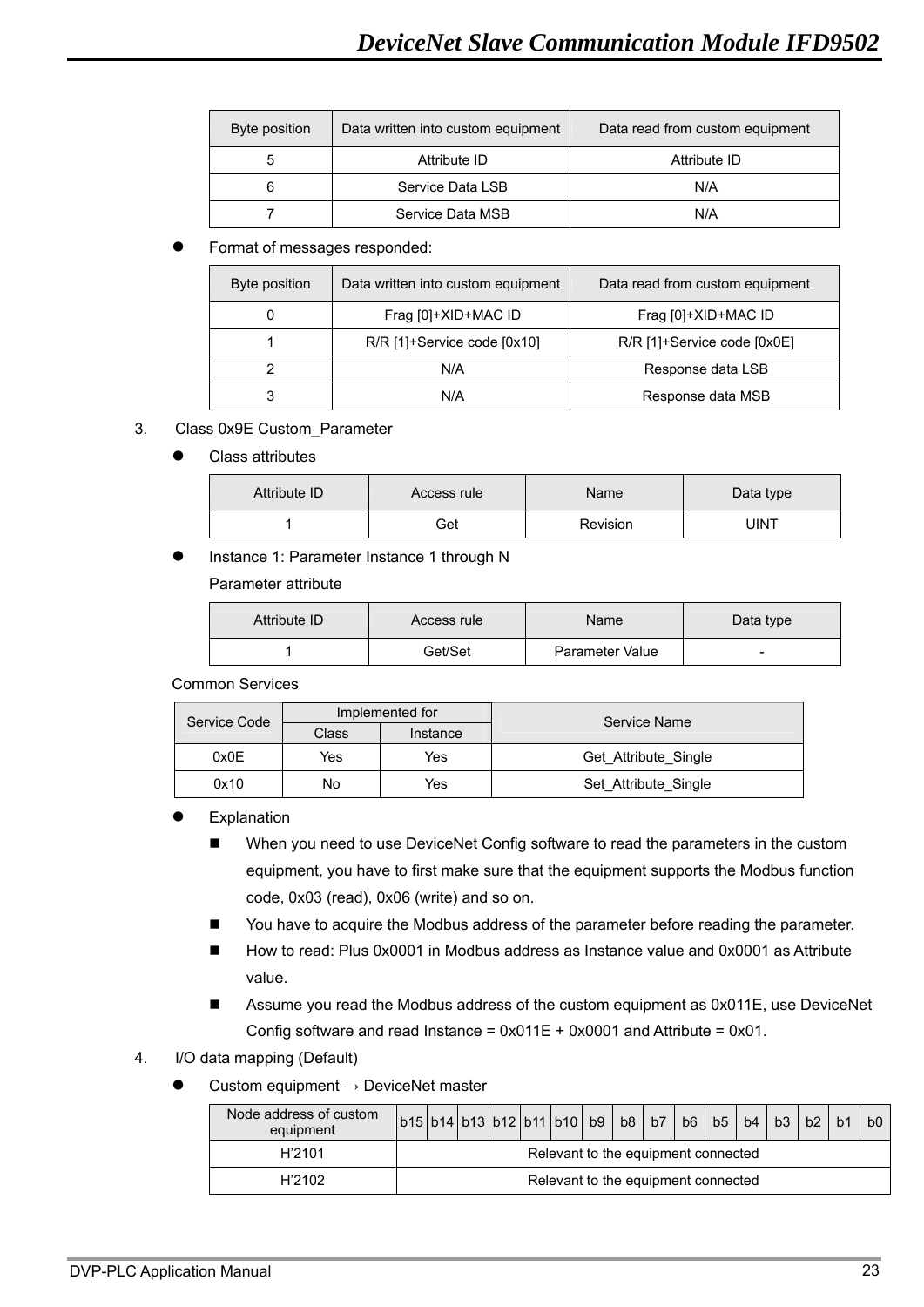| Byte position | Data written into custom equipment | Data read from custom equipment |
|---|---|---|
| 5 | Attribute ID | Attribute ID |
| 6 | Service Data LSB | N/A |
| 7 | Service Data MSB | N/A |

- Format of messages responded:

| Byte position | Data written into custom equipment | Data read from custom equipment |
|---|---|---|
| 0 | Frag [0]+XID+MAC ID | Frag [0]+XID+MAC ID |
| 1 | R/R [1]+Service code [0x10] | R/R [1]+Service code [0x0E] |
| 2 | N/A | Response data LSB |
| 3 | N/A | Response data MSB |

3. Class 0x9E Custom_Parameter

- Class attributes

| Attribute ID | Access rule | Name | Data type |
|---|---|---|---|
| 1 | Get | Revision | UINT |

- Instance 1: Parameter Instance 1 through N

  Parameter attribute

| Attribute ID | Access rule | Name | Data type |
|---|---|---|---|
| 1 | Get/Set | Parameter Value | - |

Common Services

| Service Code | Implemented for | | Service Name |
|---|---|---|---|
| | Class | Instance | |
| 0x0E | Yes | Yes | Get_Attribute_Single |
| 0x10 | No | Yes | Set_Attribute_Single |

- Explanation
  - When you need to use DeviceNet Config software to read the parameters in the custom equipment, you have to first make sure that the equipment supports the Modbus function code, 0x03 (read), 0x06 (write) and so on.
  - You have to acquire the Modbus address of the parameter before reading the parameter.
  - How to read: Plus 0x0001 in Modbus address as Instance value and 0x0001 as Attribute value.
  - Assume you read the Modbus address of the custom equipment as 0x011E, use DeviceNet Config software and read Instance = 0x011E + 0x0001 and Attribute = 0x01.

4. I/O data mapping (Default)

- Custom equipment → DeviceNet master

| Node address of custom equipment | b15 | b14 | b13 | b12 | b11 | b10 | b9 | b8 | b7 | b6 | b5 | b4 | b3 | b2 | b1 | b0 |
|---|---|---|---|---|---|---|---|---|---|---|---|---|---|---|---|---|
| H'2101 | Relevant to the equipment connected | | | | | | | | | | | | | | | |
| H'2102 | Relevant to the equipment connected | | | | | | | | | | | | | | | |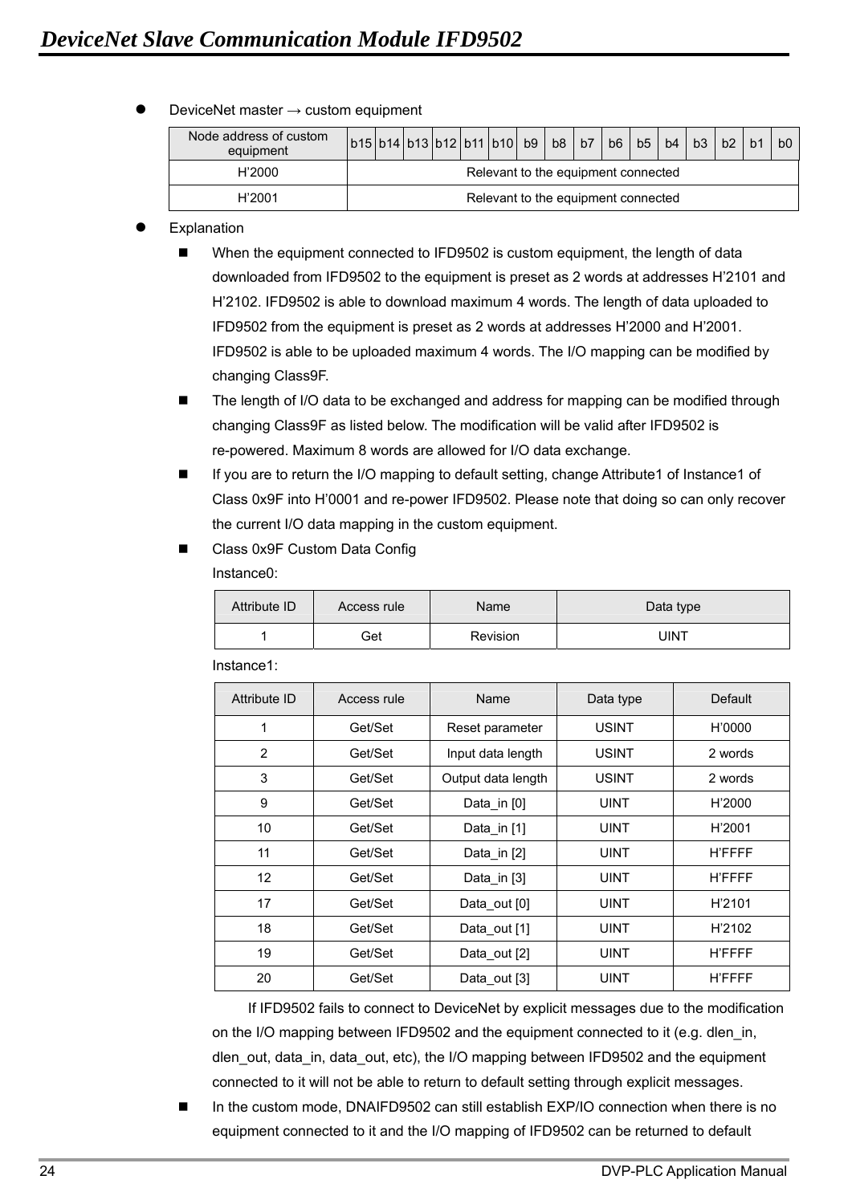- DeviceNet master → custom equipment

| Node address of custom equipment | b15 | b14 | b13 | b12 | b11 | b10 | b9 | b8 | b7 | b6 | b5 | b4 | b3 | b2 | b1 | b0 |
|---|---|---|---|---|---|---|---|---|---|---|---|---|---|---|---|---|
| H'2000 | Relevant to the equipment connected | | | | | | | | | | | | | | | |
| H'2001 | Relevant to the equipment connected | | | | | | | | | | | | | | | |

- Explanation
  - When the equipment connected to IFD9502 is custom equipment, the length of data downloaded from IFD9502 to the equipment is preset as 2 words at addresses H'2101 and H'2102. IFD9502 is able to download maximum 4 words. The length of data uploaded to IFD9502 from the equipment is preset as 2 words at addresses H'2000 and H'2001. IFD9502 is able to be uploaded maximum 4 words. The I/O mapping can be modified by changing Class9F.
  - The length of I/O data to be exchanged and address for mapping can be modified through changing Class9F as listed below. The modification will be valid after IFD9502 is re-powered. Maximum 8 words are allowed for I/O data exchange.
  - If you are to return the I/O mapping to default setting, change Attribute1 of Instance1 of Class 0x9F into H'0001 and re-power IFD9502. Please note that doing so can only recover the current I/O data mapping in the custom equipment.
  - Class 0x9F Custom Data Config

    Instance0:

| Attribute ID | Access rule | Name | Data type |
|---|---|---|---|
| 1 | Get | Revision | UINT |

Instance1:

| Attribute ID | Access rule | Name | Data type | Default |
|---|---|---|---|---|
| 1 | Get/Set | Reset parameter | USINT | H'0000 |
| 2 | Get/Set | Input data length | USINT | 2 words |
| 3 | Get/Set | Output data length | USINT | 2 words |
| 9 | Get/Set | Data_in [0] | UINT | H'2000 |
| 10 | Get/Set | Data_in [1] | UINT | H'2001 |
| 11 | Get/Set | Data_in [2] | UINT | H'FFFF |
| 12 | Get/Set | Data_in [3] | UINT | H'FFFF |
| 17 | Get/Set | Data_out [0] | UINT | H'2101 |
| 18 | Get/Set | Data_out [1] | UINT | H'2102 |
| 19 | Get/Set | Data_out [2] | UINT | H'FFFF |
| 20 | Get/Set | Data_out [3] | UINT | H'FFFF |

If IFD9502 fails to connect to DeviceNet by explicit messages due to the modification on the I/O mapping between IFD9502 and the equipment connected to it (e.g. dlen_in, dlen_out, data_in, data_out, etc), the I/O mapping between IFD9502 and the equipment connected to it will not be able to return to default setting through explicit messages.

  - In the custom mode, DNAIFD9502 can still establish EXP/IO connection when there is no equipment connected to it and the I/O mapping of IFD9502 can be returned to default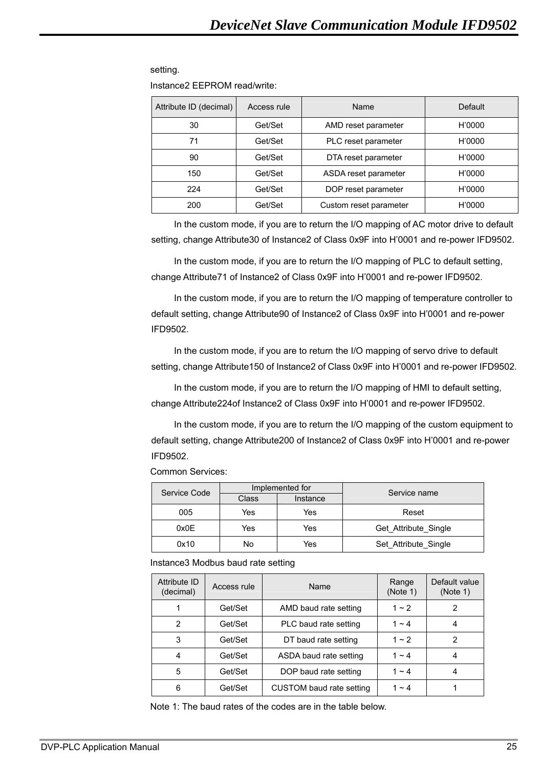setting.

Instance2 EEPROM read/write:

| Attribute ID (decimal) | Access rule | Name | Default |
|---|---|---|---|
| 30 | Get/Set | AMD reset parameter | H'0000 |
| 71 | Get/Set | PLC reset parameter | H'0000 |
| 90 | Get/Set | DTA reset parameter | H'0000 |
| 150 | Get/Set | ASDA reset parameter | H'0000 |
| 224 | Get/Set | DOP reset parameter | H'0000 |
| 200 | Get/Set | Custom reset parameter | H'0000 |

In the custom mode, if you are to return the I/O mapping of AC motor drive to default setting, change Attribute30 of Instance2 of Class 0x9F into H'0001 and re-power IFD9502.

In the custom mode, if you are to return the I/O mapping of PLC to default setting, change Attribute71 of Instance2 of Class 0x9F into H'0001 and re-power IFD9502.

In the custom mode, if you are to return the I/O mapping of temperature controller to default setting, change Attribute90 of Instance2 of Class 0x9F into H'0001 and re-power IFD9502.

In the custom mode, if you are to return the I/O mapping of servo drive to default setting, change Attribute150 of Instance2 of Class 0x9F into H'0001 and re-power IFD9502.

In the custom mode, if you are to return the I/O mapping of HMI to default setting, change Attribute224of Instance2 of Class 0x9F into H'0001 and re-power IFD9502.

In the custom mode, if you are to return the I/O mapping of the custom equipment to default setting, change Attribute200 of Instance2 of Class 0x9F into H'0001 and re-power IFD9502.

Common Services:

| Service Code | Implemented for | | Service name |
|---|---|---|---|
| | Class | Instance | |
| 005 | Yes | Yes | Reset |
| 0x0E | Yes | Yes | Get_Attribute_Single |
| 0x10 | No | Yes | Set_Attribute_Single |

Instance3 Modbus baud rate setting

| Attribute ID (decimal) | Access rule | Name | Range (Note 1) | Default value (Note 1) |
|---|---|---|---|---|
| 1 | Get/Set | AMD baud rate setting | 1 ~ 2 | 2 |
| 2 | Get/Set | PLC baud rate setting | 1 ~ 4 | 4 |
| 3 | Get/Set | DT baud rate setting | 1 ~ 2 | 2 |
| 4 | Get/Set | ASDA baud rate setting | 1 ~ 4 | 4 |
| 5 | Get/Set | DOP baud rate setting | 1 ~ 4 | 4 |
| 6 | Get/Set | CUSTOM baud rate setting | 1 ~ 4 | 1 |

Note 1: The baud rates of the codes are in the table below.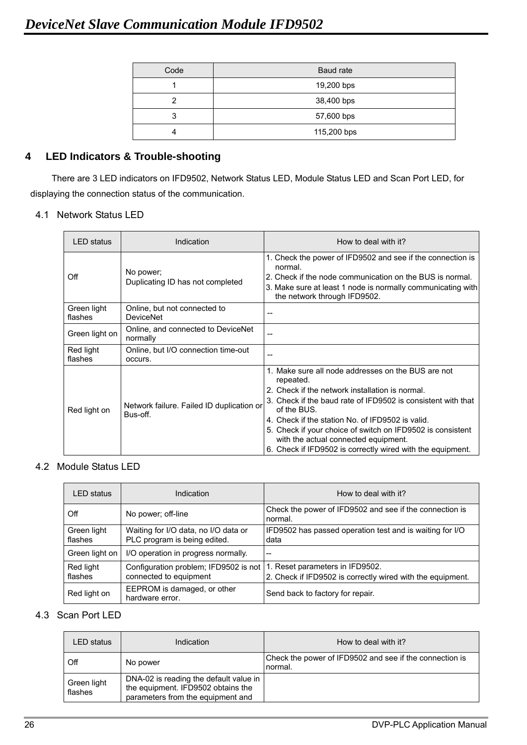| Code | Baud rate |
|---|---|
| 1 | 19,200 bps |
| 2 | 38,400 bps |
| 3 | 57,600 bps |
| 4 | 115,200 bps |

## 4 LED Indicators & Trouble-shooting

There are 3 LED indicators on IFD9502, Network Status LED, Module Status LED and Scan Port LED, for displaying the connection status of the communication.

### 4.1 Network Status LED

| LED status | Indication | How to deal with it? |
|---|---|---|
| Off | No power;<br>Duplicating ID has not completed | 1. Check the power of IFD9502 and see if the connection is normal.<br>2. Check if the node communication on the BUS is normal.<br>3. Make sure at least 1 node is normally communicating with the network through IFD9502. |
| Green light flashes | Online, but not connected to DeviceNet | -- |
| Green light on | Online, and connected to DeviceNet normally | -- |
| Red light flashes | Online, but I/O connection time-out occurs. | -- |
| Red light on | Network failure. Failed ID duplication or Bus-off. | 1. Make sure all node addresses on the BUS are not repeated.<br>2. Check if the network installation is normal.<br>3. Check if the baud rate of IFD9502 is consistent with that of the BUS.<br>4. Check if the station No. of IFD9502 is valid.<br>5. Check if your choice of switch on IFD9502 is consistent with the actual connected equipment.<br>6. Check if IFD9502 is correctly wired with the equipment. |

### 4.2 Module Status LED

| LED status | Indication | How to deal with it? |
|---|---|---|
| Off | No power; off-line | Check the power of IFD9502 and see if the connection is normal. |
| Green light flashes | Waiting for I/O data, no I/O data or PLC program is being edited. | IFD9502 has passed operation test and is waiting for I/O data |
| Green light on | I/O operation in progress normally. | -- |
| Red light flashes | Configuration problem; IFD9502 is not connected to equipment | 1. Reset parameters in IFD9502.<br>2. Check if IFD9502 is correctly wired with the equipment. |
| Red light on | EEPROM is damaged, or other hardware error. | Send back to factory for repair. |

### 4.3 Scan Port LED

| LED status | Indication | How to deal with it? |
|---|---|---|
| Off | No power | Check the power of IFD9502 and see if the connection is normal. |
| Green light flashes | DNA-02 is reading the default value in the equipment. IFD9502 obtains the parameters from the equipment and | |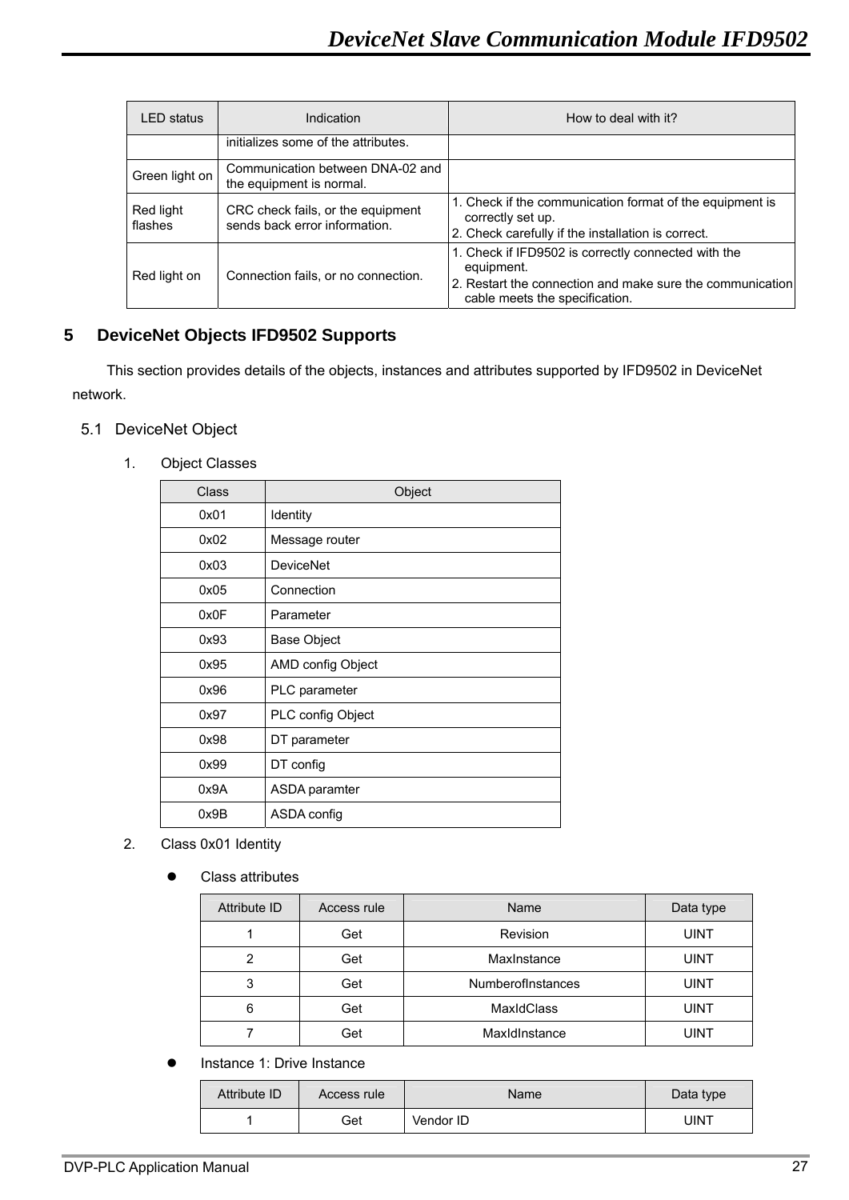| LED status | Indication | How to deal with it? |
| --- | --- | --- |
| | initializes some of the attributes. | |
| Green light on | Communication between DNA-02 and the equipment is normal. | |
| Red light flashes | CRC check fails, or the equipment sends back error information. | 1. Check if the communication format of the equipment is correctly set up.<br>2. Check carefully if the installation is correct. |
| Red light on | Connection fails, or no connection. | 1. Check if IFD9502 is correctly connected with the equipment.<br>2. Restart the connection and make sure the communication cable meets the specification. |

# 5 DeviceNet Objects IFD9502 Supports

This section provides details of the objects, instances and attributes supported by IFD9502 in DeviceNet network.

## 5.1 DeviceNet Object

1. Object Classes

| Class | Object |
| --- | --- |
| 0x01 | Identity |
| 0x02 | Message router |
| 0x03 | DeviceNet |
| 0x05 | Connection |
| 0x0F | Parameter |
| 0x93 | Base Object |
| 0x95 | AMD config Object |
| 0x96 | PLC parameter |
| 0x97 | PLC config Object |
| 0x98 | DT parameter |
| 0x99 | DT config |
| 0x9A | ASDA paramter |
| 0x9B | ASDA config |

2. Class 0x01 Identity

- Class attributes

| Attribute ID | Access rule | Name | Data type |
| --- | --- | --- | --- |
| 1 | Get | Revision | UINT |
| 2 | Get | MaxInstance | UINT |
| 3 | Get | NumberofInstances | UINT |
| 6 | Get | MaxIdClass | UINT |
| 7 | Get | MaxIdInstance | UINT |

- Instance 1: Drive Instance

| Attribute ID | Access rule | Name | Data type |
| --- | --- | --- | --- |
| 1 | Get | Vendor ID | UINT |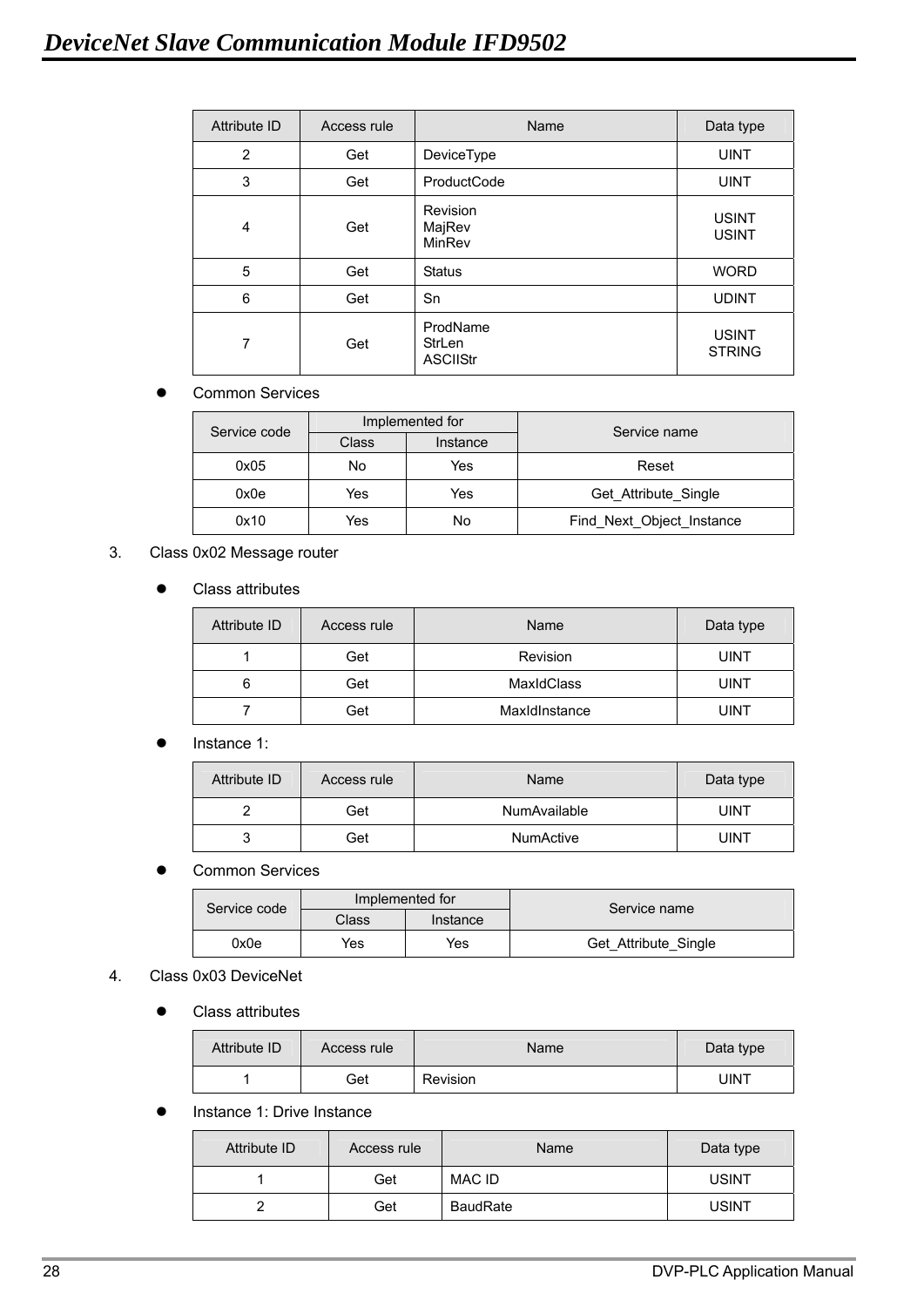| Attribute ID | Access rule | Name | Data type |
|---|---|---|---|
| 2 | Get | DeviceType | UINT |
| 3 | Get | ProductCode | UINT |
| 4 | Get | Revision<br>MajRev<br>MinRev | USINT<br>USINT |
| 5 | Get | Status | WORD |
| 6 | Get | Sn | UDINT |
| 7 | Get | ProdName<br>StrLen<br>ASCIIStr | USINT<br>STRING |

- Common Services

| Service code | Implemented for | | Service name |
|---|---|---|---|
| | Class | Instance | |
| 0x05 | No | Yes | Reset |
| 0x0e | Yes | Yes | Get_Attribute_Single |
| 0x10 | Yes | No | Find_Next_Object_Instance |

3. Class 0x02 Message router

- Class attributes

| Attribute ID | Access rule | Name | Data type |
|---|---|---|---|
| 1 | Get | Revision | UINT |
| 6 | Get | MaxIdClass | UINT |
| 7 | Get | MaxIdInstance | UINT |

- Instance 1:

| Attribute ID | Access rule | Name | Data type |
|---|---|---|---|
| 2 | Get | NumAvailable | UINT |
| 3 | Get | NumActive | UINT |

- Common Services

| Service code | Implemented for | | Service name |
|---|---|---|---|
| | Class | Instance | |
| 0x0e | Yes | Yes | Get_Attribute_Single |

4. Class 0x03 DeviceNet

- Class attributes

| Attribute ID | Access rule | Name | Data type |
|---|---|---|---|
| 1 | Get | Revision | UINT |

- Instance 1: Drive Instance

| Attribute ID | Access rule | Name | Data type |
|---|---|---|---|
| 1 | Get | MAC ID | USINT |
| 2 | Get | BaudRate | USINT |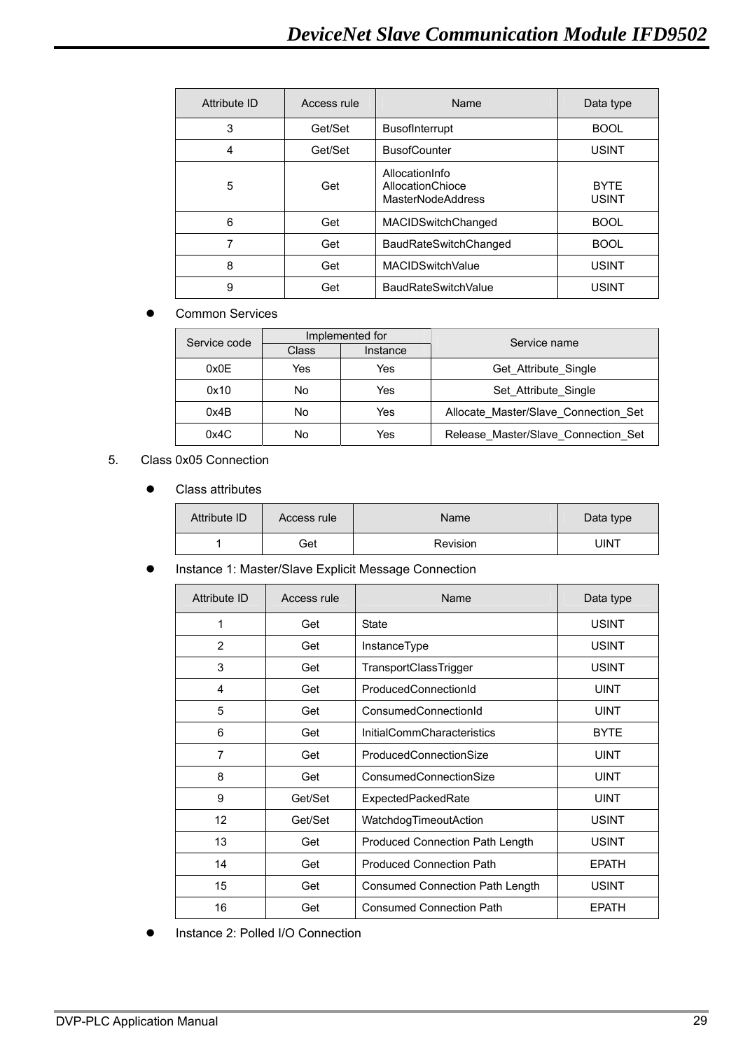| Attribute ID | Access rule | Name | Data type |
|---|---|---|---|
| 3 | Get/Set | BusofInterrupt | BOOL |
| 4 | Get/Set | BusofCounter | USINT |
| 5 | Get | AllocationInfo<br>AllocationChioce<br>MasterNodeAddress | BYTE<br>USINT |
| 6 | Get | MACIDSwitchChanged | BOOL |
| 7 | Get | BaudRateSwitchChanged | BOOL |
| 8 | Get | MACIDSwitchValue | USINT |
| 9 | Get | BaudRateSwitchValue | USINT |

- Common Services

| Service code | Implemented for | | Service name |
|---|---|---|---|
| | Class | Instance | |
| 0x0E | Yes | Yes | Get_Attribute_Single |
| 0x10 | No | Yes | Set_Attribute_Single |
| 0x4B | No | Yes | Allocate_Master/Slave_Connection_Set |
| 0x4C | No | Yes | Release_Master/Slave_Connection_Set |

5. Class 0x05 Connection

- Class attributes

| Attribute ID | Access rule | Name | Data type |
|---|---|---|---|
| 1 | Get | Revision | UINT |

- Instance 1: Master/Slave Explicit Message Connection

| Attribute ID | Access rule | Name | Data type |
|---|---|---|---|
| 1 | Get | State | USINT |
| 2 | Get | InstanceType | USINT |
| 3 | Get | TransportClassTrigger | USINT |
| 4 | Get | ProducedConnectionId | UINT |
| 5 | Get | ConsumedConnectionId | UINT |
| 6 | Get | InitialCommCharacteristics | BYTE |
| 7 | Get | ProducedConnectionSize | UINT |
| 8 | Get | ConsumedConnectionSize | UINT |
| 9 | Get/Set | ExpectedPackedRate | UINT |
| 12 | Get/Set | WatchdogTimeoutAction | USINT |
| 13 | Get | Produced Connection Path Length | USINT |
| 14 | Get | Produced Connection Path | EPATH |
| 15 | Get | Consumed Connection Path Length | USINT |
| 16 | Get | Consumed Connection Path | EPATH |

- Instance 2: Polled I/O Connection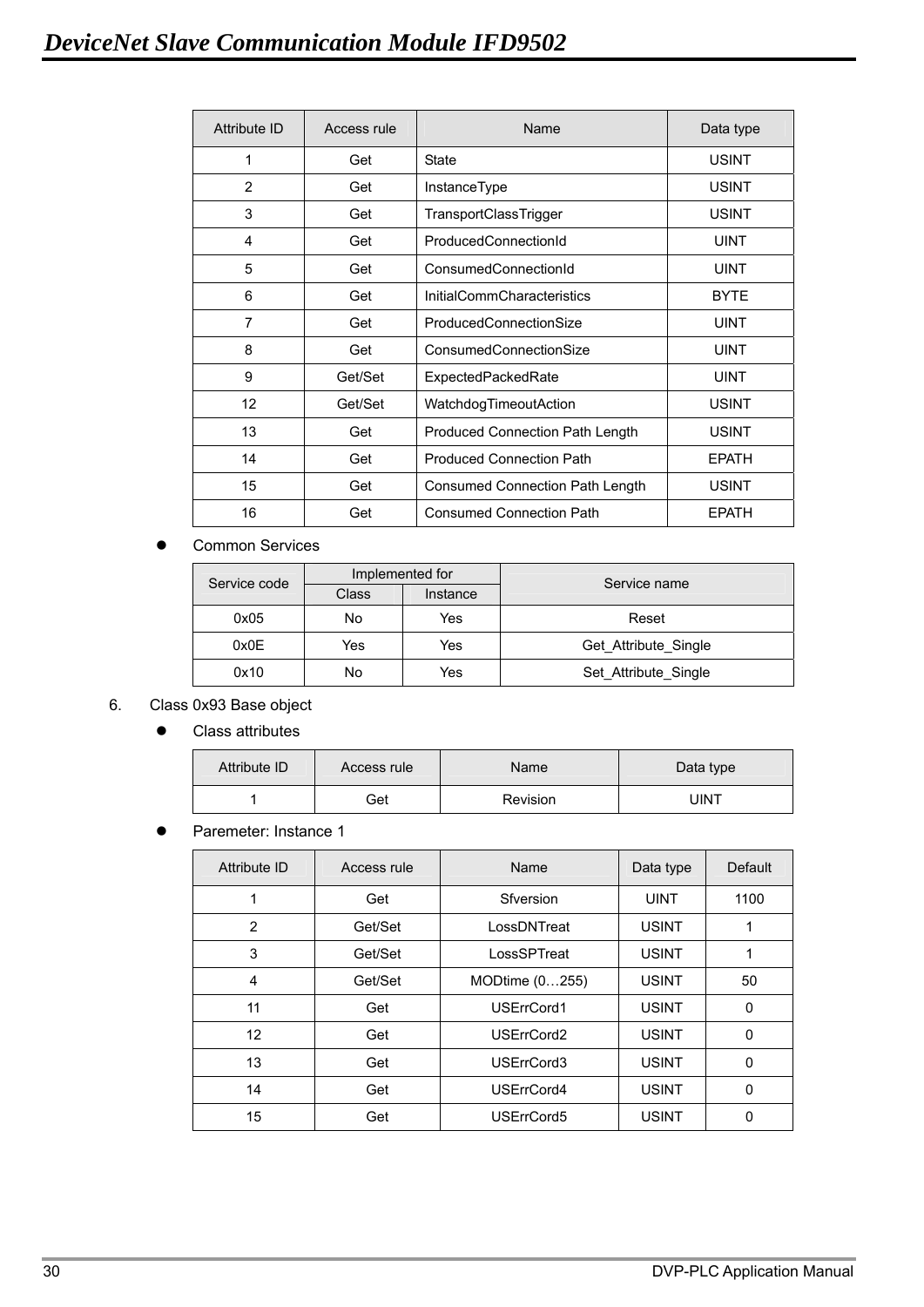| Attribute ID | Access rule | Name | Data type |
|---|---|---|---|
| 1 | Get | State | USINT |
| 2 | Get | InstanceType | USINT |
| 3 | Get | TransportClassTrigger | USINT |
| 4 | Get | ProducedConnectionId | UINT |
| 5 | Get | ConsumedConnectionId | UINT |
| 6 | Get | InitialCommCharacteristics | BYTE |
| 7 | Get | ProducedConnectionSize | UINT |
| 8 | Get | ConsumedConnectionSize | UINT |
| 9 | Get/Set | ExpectedPackedRate | UINT |
| 12 | Get/Set | WatchdogTimeoutAction | USINT |
| 13 | Get | Produced Connection Path Length | USINT |
| 14 | Get | Produced Connection Path | EPATH |
| 15 | Get | Consumed Connection Path Length | USINT |
| 16 | Get | Consumed Connection Path | EPATH |

- Common Services

| Service code | Implemented for | | Service name |
|---|---|---|---|
| | Class | Instance | |
| 0x05 | No | Yes | Reset |
| 0x0E | Yes | Yes | Get_Attribute_Single |
| 0x10 | No | Yes | Set_Attribute_Single |

6. Class 0x93 Base object

- Class attributes

| Attribute ID | Access rule | Name | Data type |
|---|---|---|---|
| 1 | Get | Revision | UINT |

- Paremeter: Instance 1

| Attribute ID | Access rule | Name | Data type | Default |
|---|---|---|---|---|
| 1 | Get | Sfversion | UINT | 1100 |
| 2 | Get/Set | LossDNTreat | USINT | 1 |
| 3 | Get/Set | LossSPTreat | USINT | 1 |
| 4 | Get/Set | MODtime (0…255) | USINT | 50 |
| 11 | Get | USErrCord1 | USINT | 0 |
| 12 | Get | USErrCord2 | USINT | 0 |
| 13 | Get | USErrCord3 | USINT | 0 |
| 14 | Get | USErrCord4 | USINT | 0 |
| 15 | Get | USErrCord5 | USINT | 0 |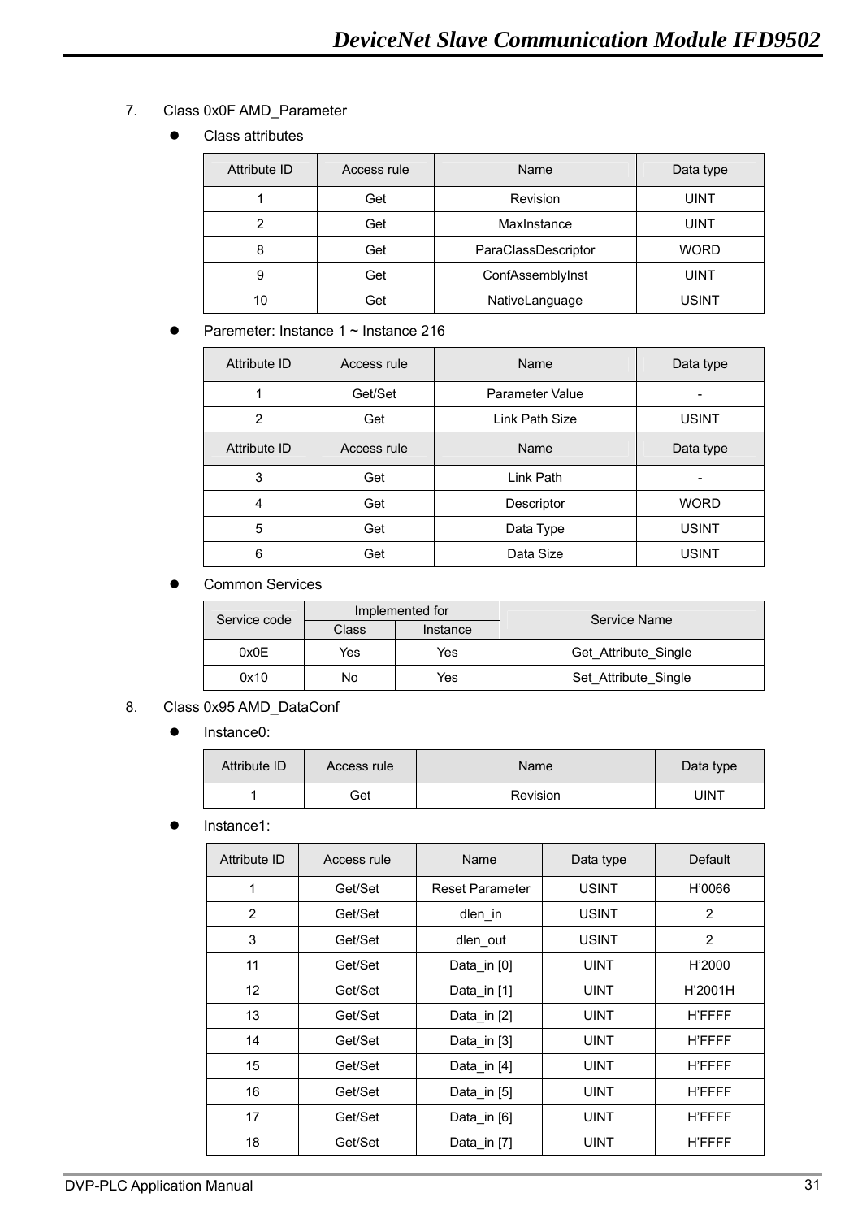7. Class 0x0F AMD_Parameter

- Class attributes

| Attribute ID | Access rule | Name | Data type |
|---|---|---|---|
| 1 | Get | Revision | UINT |
| 2 | Get | MaxInstance | UINT |
| 8 | Get | ParaClassDescriptor | WORD |
| 9 | Get | ConfAssemblyInst | UINT |
| 10 | Get | NativeLanguage | USINT |

- Paremeter: Instance 1 ~ Instance 216

| Attribute ID | Access rule | Name | Data type |
|---|---|---|---|
| 1 | Get/Set | Parameter Value | - |
| 2 | Get | Link Path Size | USINT |
| 3 | Get | Link Path | - |
| 4 | Get | Descriptor | WORD |
| 5 | Get | Data Type | USINT |
| 6 | Get | Data Size | USINT |

- Common Services

| Service code | Implemented for | | Service Name |
|---|---|---|---|
| | Class | Instance | |
| 0x0E | Yes | Yes | Get_Attribute_Single |
| 0x10 | No | Yes | Set_Attribute_Single |

8. Class 0x95 AMD_DataConf

- Instance0:

| Attribute ID | Access rule | Name | Data type |
|---|---|---|---|
| 1 | Get | Revision | UINT |

- Instance1:

| Attribute ID | Access rule | Name | Data type | Default |
|---|---|---|---|---|
| 1 | Get/Set | Reset Parameter | USINT | H'0066 |
| 2 | Get/Set | dlen_in | USINT | 2 |
| 3 | Get/Set | dlen_out | USINT | 2 |
| 11 | Get/Set | Data_in [0] | UINT | H'2000 |
| 12 | Get/Set | Data_in [1] | UINT | H'2001H |
| 13 | Get/Set | Data_in [2] | UINT | H'FFFF |
| 14 | Get/Set | Data_in [3] | UINT | H'FFFF |
| 15 | Get/Set | Data_in [4] | UINT | H'FFFF |
| 16 | Get/Set | Data_in [5] | UINT | H'FFFF |
| 17 | Get/Set | Data_in [6] | UINT | H'FFFF |
| 18 | Get/Set | Data_in [7] | UINT | H'FFFF |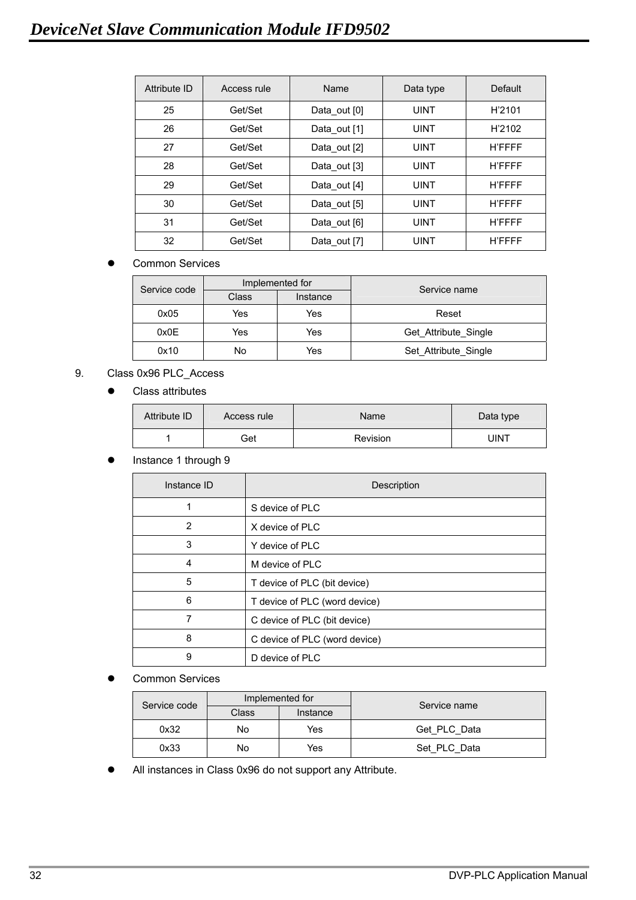| Attribute ID | Access rule | Name | Data type | Default |
|---|---|---|---|---|
| 25 | Get/Set | Data_out [0] | UINT | H'2101 |
| 26 | Get/Set | Data_out [1] | UINT | H'2102 |
| 27 | Get/Set | Data_out [2] | UINT | H'FFFF |
| 28 | Get/Set | Data_out [3] | UINT | H'FFFF |
| 29 | Get/Set | Data_out [4] | UINT | H'FFFF |
| 30 | Get/Set | Data_out [5] | UINT | H'FFFF |
| 31 | Get/Set | Data_out [6] | UINT | H'FFFF |
| 32 | Get/Set | Data_out [7] | UINT | H'FFFF |

- Common Services

| Service code | Implemented for | | Service name |
|---|---|---|---|
| | Class | Instance | |
| 0x05 | Yes | Yes | Reset |
| 0x0E | Yes | Yes | Get_Attribute_Single |
| 0x10 | No | Yes | Set_Attribute_Single |

9. Class 0x96 PLC_Access

- Class attributes

| Attribute ID | Access rule | Name | Data type |
|---|---|---|---|
| 1 | Get | Revision | UINT |

- Instance 1 through 9

| Instance ID | Description |
|---|---|
| 1 | S device of PLC |
| 2 | X device of PLC |
| 3 | Y device of PLC |
| 4 | M device of PLC |
| 5 | T device of PLC (bit device) |
| 6 | T device of PLC (word device) |
| 7 | C device of PLC (bit device) |
| 8 | C device of PLC (word device) |
| 9 | D device of PLC |

- Common Services

| Service code | Implemented for | | Service name |
|---|---|---|---|
| | Class | Instance | |
| 0x32 | No | Yes | Get_PLC_Data |
| 0x33 | No | Yes | Set_PLC_Data |

- All instances in Class 0x96 do not support any Attribute.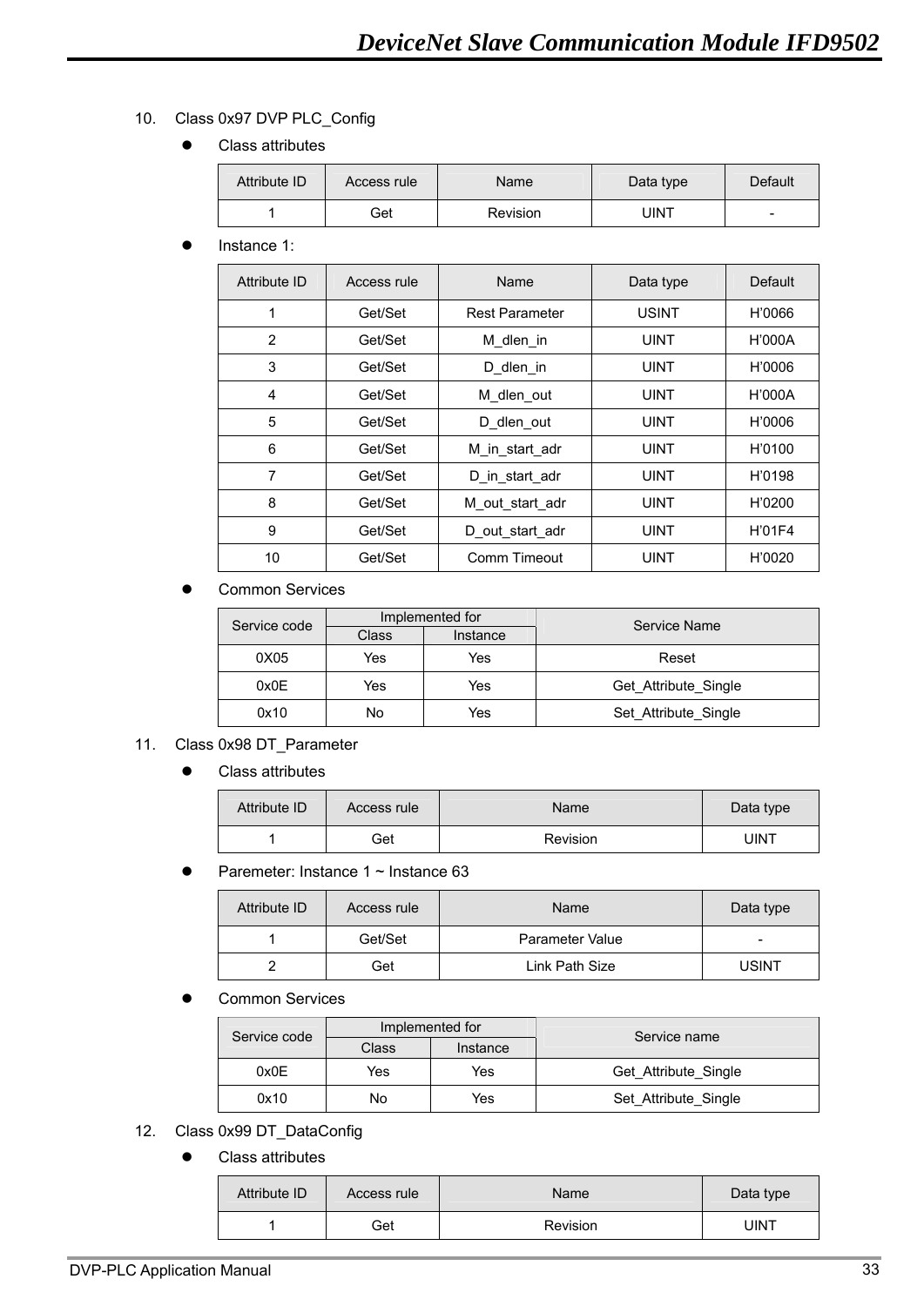10. Class 0x97 DVP PLC_Config

- Class attributes

| Attribute ID | Access rule | Name | Data type | Default |
|---|---|---|---|---|
| 1 | Get | Revision | UINT | - |

- Instance 1:

| Attribute ID | Access rule | Name | Data type | Default |
|---|---|---|---|---|
| 1 | Get/Set | Rest Parameter | USINT | H'0066 |
| 2 | Get/Set | M_dlen_in | UINT | H'000A |
| 3 | Get/Set | D_dlen_in | UINT | H'0006 |
| 4 | Get/Set | M_dlen_out | UINT | H'000A |
| 5 | Get/Set | D_dlen_out | UINT | H'0006 |
| 6 | Get/Set | M_in_start_adr | UINT | H'0100 |
| 7 | Get/Set | D_in_start_adr | UINT | H'0198 |
| 8 | Get/Set | M_out_start_adr | UINT | H'0200 |
| 9 | Get/Set | D_out_start_adr | UINT | H'01F4 |
| 10 | Get/Set | Comm Timeout | UINT | H'0020 |

- Common Services

| Service code | Implemented for | | Service Name |
|---|---|---|---|
| | Class | Instance | |
| 0X05 | Yes | Yes | Reset |
| 0x0E | Yes | Yes | Get_Attribute_Single |
| 0x10 | No | Yes | Set_Attribute_Single |

11. Class 0x98 DT_Parameter

- Class attributes

| Attribute ID | Access rule | Name | Data type |
|---|---|---|---|
| 1 | Get | Revision | UINT |

- Paremeter: Instance 1 ~ Instance 63

| Attribute ID | Access rule | Name | Data type |
|---|---|---|---|
| 1 | Get/Set | Parameter Value | - |
| 2 | Get | Link Path Size | USINT |

- Common Services

| Service code | Implemented for | | Service name |
|---|---|---|---|
| | Class | Instance | |
| 0x0E | Yes | Yes | Get_Attribute_Single |
| 0x10 | No | Yes | Set_Attribute_Single |

12. Class 0x99 DT_DataConfig

- Class attributes

| Attribute ID | Access rule | Name | Data type |
|---|---|---|---|
| 1 | Get | Revision | UINT |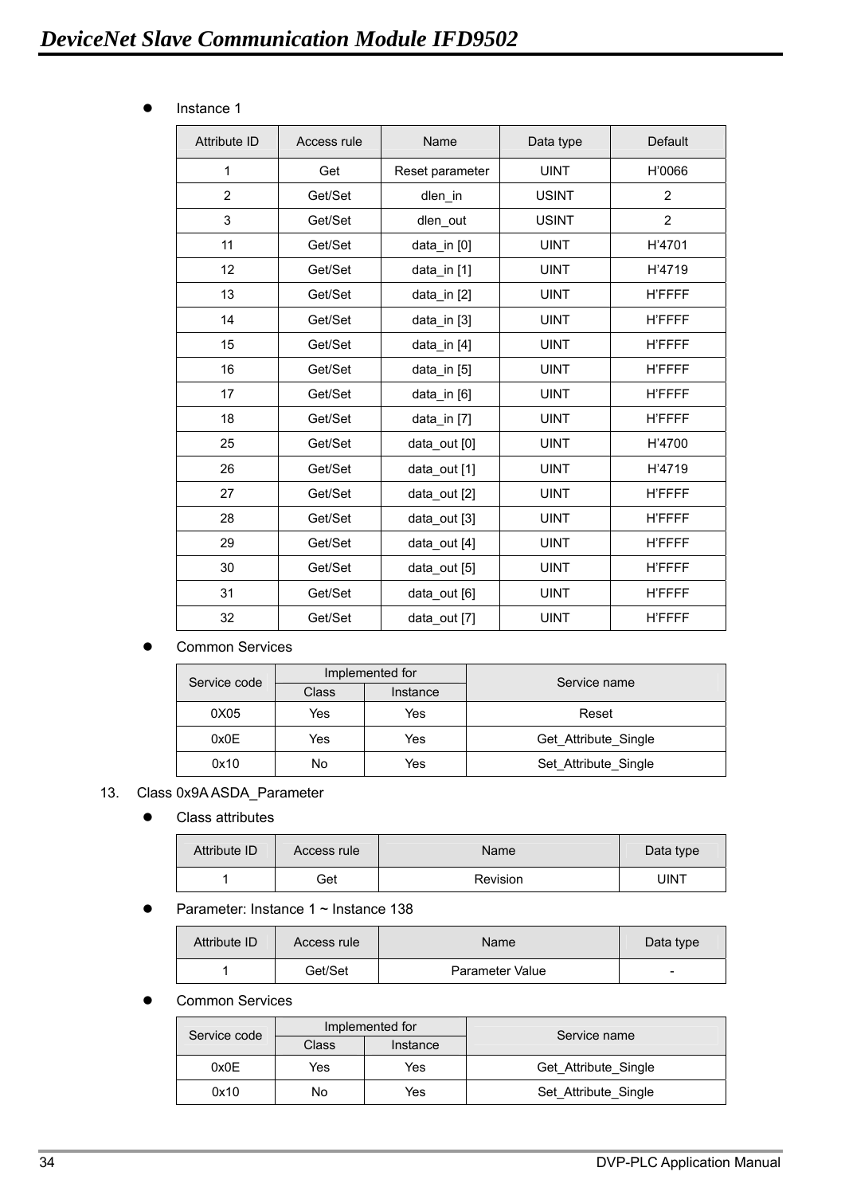- Instance 1

| Attribute ID | Access rule | Name | Data type | Default |
|---|---|---|---|---|
| 1 | Get | Reset parameter | UINT | H'0066 |
| 2 | Get/Set | dlen_in | USINT | 2 |
| 3 | Get/Set | dlen_out | USINT | 2 |
| 11 | Get/Set | data_in [0] | UINT | H'4701 |
| 12 | Get/Set | data_in [1] | UINT | H'4719 |
| 13 | Get/Set | data_in [2] | UINT | H'FFFF |
| 14 | Get/Set | data_in [3] | UINT | H'FFFF |
| 15 | Get/Set | data_in [4] | UINT | H'FFFF |
| 16 | Get/Set | data_in [5] | UINT | H'FFFF |
| 17 | Get/Set | data_in [6] | UINT | H'FFFF |
| 18 | Get/Set | data_in [7] | UINT | H'FFFF |
| 25 | Get/Set | data_out [0] | UINT | H'4700 |
| 26 | Get/Set | data_out [1] | UINT | H'4719 |
| 27 | Get/Set | data_out [2] | UINT | H'FFFF |
| 28 | Get/Set | data_out [3] | UINT | H'FFFF |
| 29 | Get/Set | data_out [4] | UINT | H'FFFF |
| 30 | Get/Set | data_out [5] | UINT | H'FFFF |
| 31 | Get/Set | data_out [6] | UINT | H'FFFF |
| 32 | Get/Set | data_out [7] | UINT | H'FFFF |

- Common Services

| Service code | Implemented for | | Service name |
|---|---|---|---|
| | Class | Instance | |
| 0X05 | Yes | Yes | Reset |
| 0x0E | Yes | Yes | Get_Attribute_Single |
| 0x10 | No | Yes | Set_Attribute_Single |

13. Class 0x9A ASDA_Parameter

- Class attributes

| Attribute ID | Access rule | Name | Data type |
|---|---|---|---|
| 1 | Get | Revision | UINT |

- Parameter: Instance 1 ~ Instance 138

| Attribute ID | Access rule | Name | Data type |
|---|---|---|---|
| 1 | Get/Set | Parameter Value | - |

- Common Services

| Service code | Implemented for | | Service name |
|---|---|---|---|
| | Class | Instance | |
| 0x0E | Yes | Yes | Get_Attribute_Single |
| 0x10 | No | Yes | Set_Attribute_Single |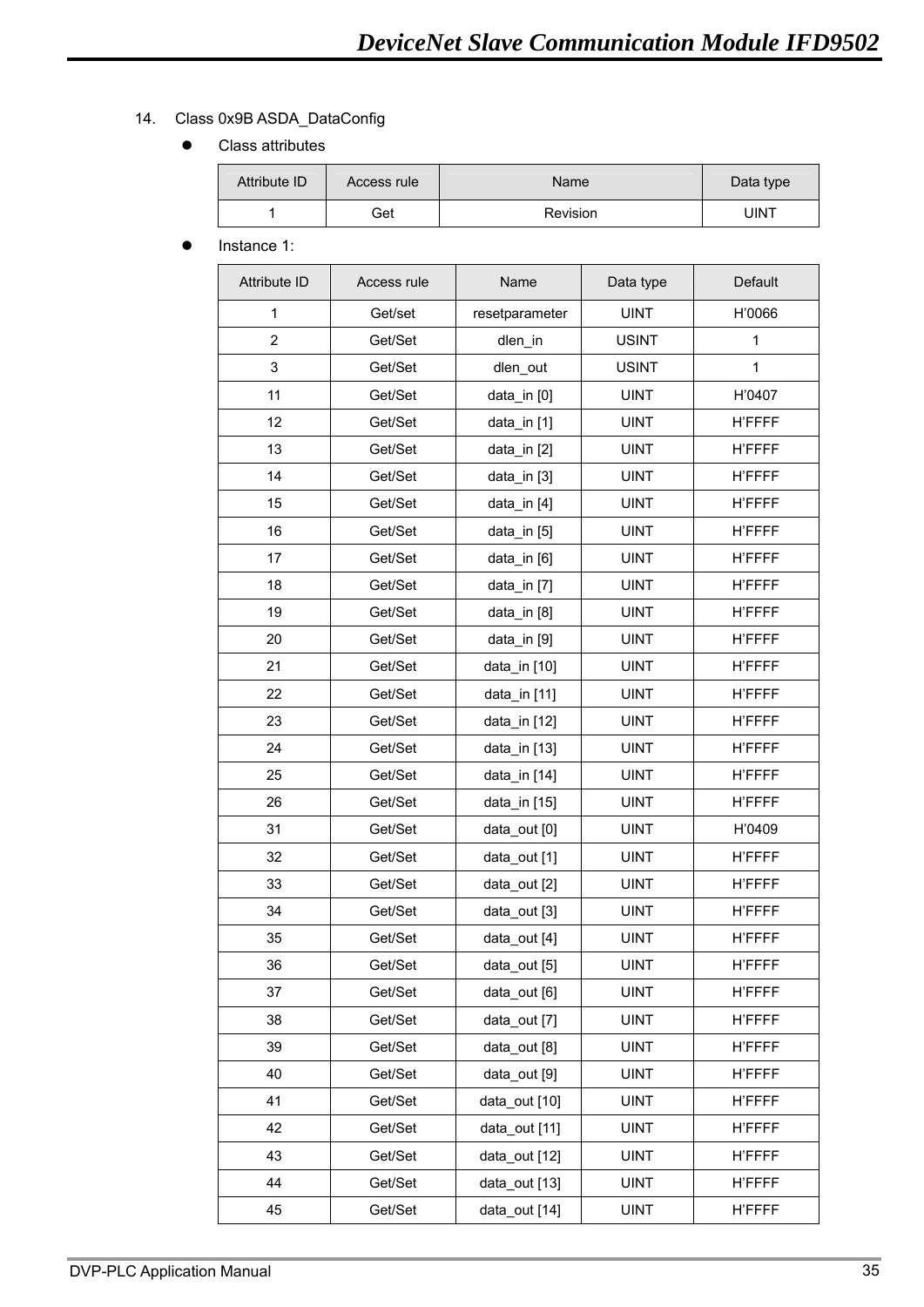14. Class 0x9B ASDA_DataConfig

- Class attributes

| Attribute ID | Access rule | Name | Data type |
|---|---|---|---|
| 1 | Get | Revision | UINT |

- Instance 1:

| Attribute ID | Access rule | Name | Data type | Default |
|---|---|---|---|---|
| 1 | Get/set | resetparameter | UINT | H'0066 |
| 2 | Get/Set | dlen_in | USINT | 1 |
| 3 | Get/Set | dlen_out | USINT | 1 |
| 11 | Get/Set | data_in [0] | UINT | H'0407 |
| 12 | Get/Set | data_in [1] | UINT | H'FFFF |
| 13 | Get/Set | data_in [2] | UINT | H'FFFF |
| 14 | Get/Set | data_in [3] | UINT | H'FFFF |
| 15 | Get/Set | data_in [4] | UINT | H'FFFF |
| 16 | Get/Set | data_in [5] | UINT | H'FFFF |
| 17 | Get/Set | data_in [6] | UINT | H'FFFF |
| 18 | Get/Set | data_in [7] | UINT | H'FFFF |
| 19 | Get/Set | data_in [8] | UINT | H'FFFF |
| 20 | Get/Set | data_in [9] | UINT | H'FFFF |
| 21 | Get/Set | data_in [10] | UINT | H'FFFF |
| 22 | Get/Set | data_in [11] | UINT | H'FFFF |
| 23 | Get/Set | data_in [12] | UINT | H'FFFF |
| 24 | Get/Set | data_in [13] | UINT | H'FFFF |
| 25 | Get/Set | data_in [14] | UINT | H'FFFF |
| 26 | Get/Set | data_in [15] | UINT | H'FFFF |
| 31 | Get/Set | data_out [0] | UINT | H'0409 |
| 32 | Get/Set | data_out [1] | UINT | H'FFFF |
| 33 | Get/Set | data_out [2] | UINT | H'FFFF |
| 34 | Get/Set | data_out [3] | UINT | H'FFFF |
| 35 | Get/Set | data_out [4] | UINT | H'FFFF |
| 36 | Get/Set | data_out [5] | UINT | H'FFFF |
| 37 | Get/Set | data_out [6] | UINT | H'FFFF |
| 38 | Get/Set | data_out [7] | UINT | H'FFFF |
| 39 | Get/Set | data_out [8] | UINT | H'FFFF |
| 40 | Get/Set | data_out [9] | UINT | H'FFFF |
| 41 | Get/Set | data_out [10] | UINT | H'FFFF |
| 42 | Get/Set | data_out [11] | UINT | H'FFFF |
| 43 | Get/Set | data_out [12] | UINT | H'FFFF |
| 44 | Get/Set | data_out [13] | UINT | H'FFFF |
| 45 | Get/Set | data_out [14] | UINT | H'FFFF |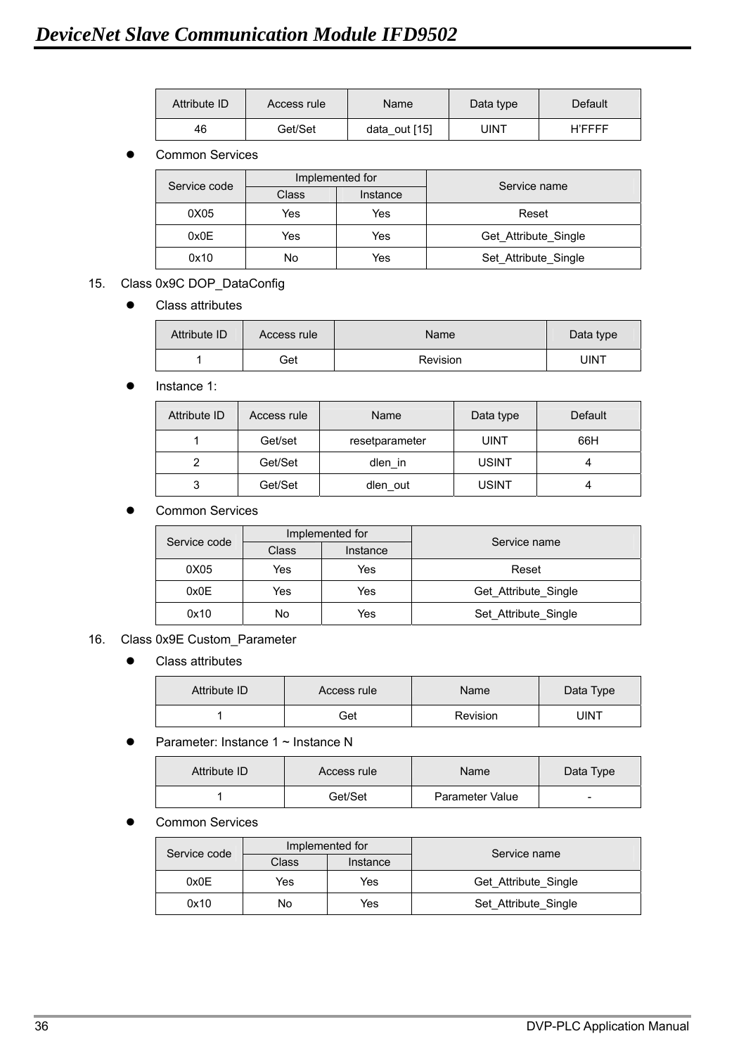| Attribute ID | Access rule | Name | Data type | Default |
|---|---|---|---|---|
| 46 | Get/Set | data_out [15] | UINT | H'FFFF |

- Common Services

| Service code | Implemented for | | Service name |
|---|---|---|---|
| | Class | Instance | |
| 0X05 | Yes | Yes | Reset |
| 0x0E | Yes | Yes | Get_Attribute_Single |
| 0x10 | No | Yes | Set_Attribute_Single |

15. Class 0x9C DOP_DataConfig

- Class attributes

| Attribute ID | Access rule | Name | Data type |
|---|---|---|---|
| 1 | Get | Revision | UINT |

- Instance 1:

| Attribute ID | Access rule | Name | Data type | Default |
|---|---|---|---|---|
| 1 | Get/set | resetparameter | UINT | 66H |
| 2 | Get/Set | dlen_in | USINT | 4 |
| 3 | Get/Set | dlen_out | USINT | 4 |

- Common Services

| Service code | Implemented for | | Service name |
|---|---|---|---|
| | Class | Instance | |
| 0X05 | Yes | Yes | Reset |
| 0x0E | Yes | Yes | Get_Attribute_Single |
| 0x10 | No | Yes | Set_Attribute_Single |

16. Class 0x9E Custom_Parameter

- Class attributes

| Attribute ID | Access rule | Name | Data Type |
|---|---|---|---|
| 1 | Get | Revision | UINT |

- Parameter: Instance 1 ~ Instance N

| Attribute ID | Access rule | Name | Data Type |
|---|---|---|---|
| 1 | Get/Set | Parameter Value | - |

- Common Services

| Service code | Implemented for | | Service name |
|---|---|---|---|
| | Class | Instance | |
| 0x0E | Yes | Yes | Get_Attribute_Single |
| 0x10 | No | Yes | Set_Attribute_Single |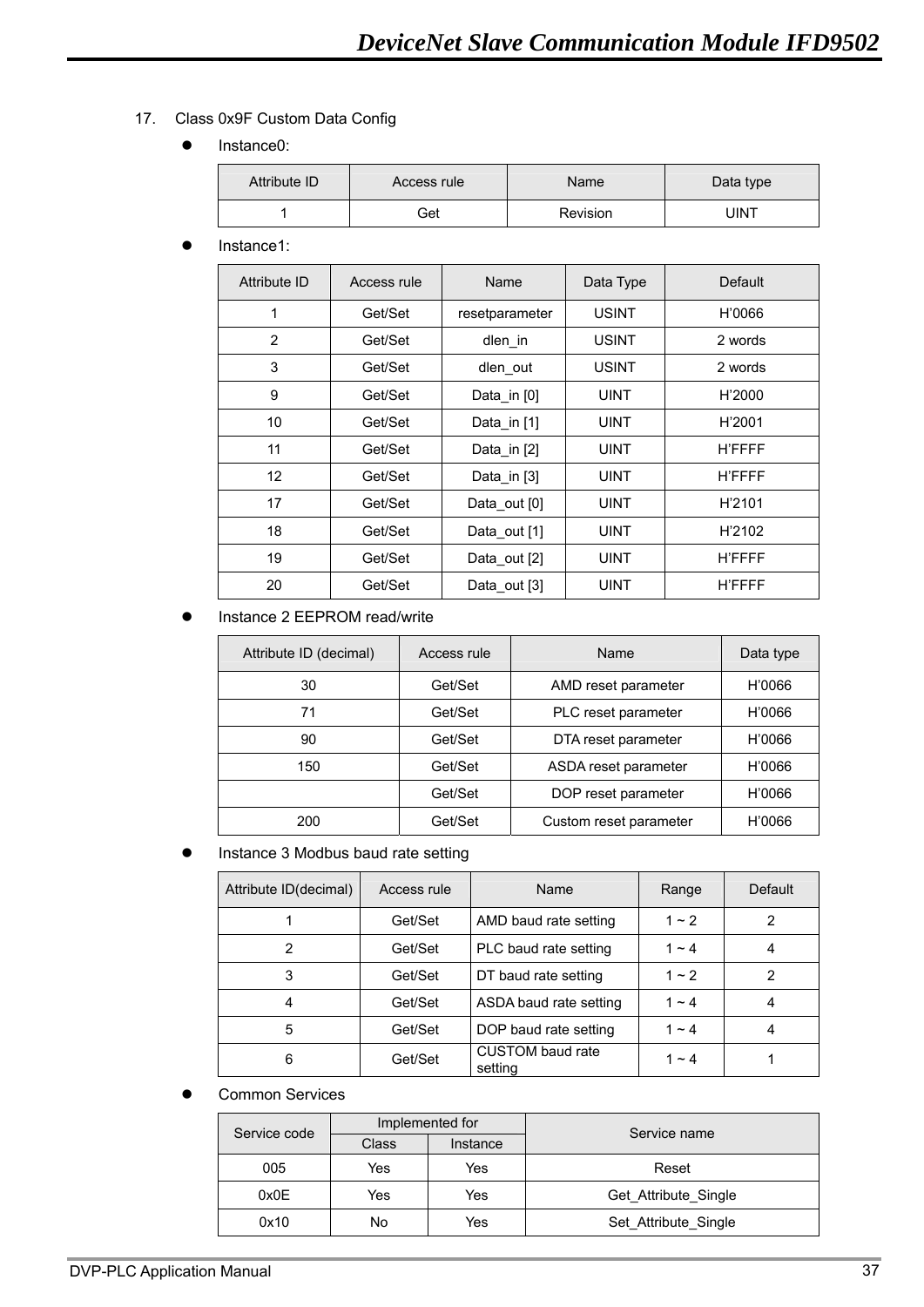17. Class 0x9F Custom Data Config

- Instance0:

| Attribute ID | Access rule | Name | Data type |
|---|---|---|---|
| 1 | Get | Revision | UINT |

- Instance1:

| Attribute ID | Access rule | Name | Data Type | Default |
|---|---|---|---|---|
| 1 | Get/Set | resetparameter | USINT | H'0066 |
| 2 | Get/Set | dlen_in | USINT | 2 words |
| 3 | Get/Set | dlen_out | USINT | 2 words |
| 9 | Get/Set | Data_in [0] | UINT | H'2000 |
| 10 | Get/Set | Data_in [1] | UINT | H'2001 |
| 11 | Get/Set | Data_in [2] | UINT | H'FFFF |
| 12 | Get/Set | Data_in [3] | UINT | H'FFFF |
| 17 | Get/Set | Data_out [0] | UINT | H'2101 |
| 18 | Get/Set | Data_out [1] | UINT | H'2102 |
| 19 | Get/Set | Data_out [2] | UINT | H'FFFF |
| 20 | Get/Set | Data_out [3] | UINT | H'FFFF |

- Instance 2 EEPROM read/write

| Attribute ID (decimal) | Access rule | Name | Data type |
|---|---|---|---|
| 30 | Get/Set | AMD reset parameter | H'0066 |
| 71 | Get/Set | PLC reset parameter | H'0066 |
| 90 | Get/Set | DTA reset parameter | H'0066 |
| 150 | Get/Set | ASDA reset parameter | H'0066 |
| | Get/Set | DOP reset parameter | H'0066 |
| 200 | Get/Set | Custom reset parameter | H'0066 |

- Instance 3 Modbus baud rate setting

| Attribute ID(decimal) | Access rule | Name | Range | Default |
|---|---|---|---|---|
| 1 | Get/Set | AMD baud rate setting | 1 ~ 2 | 2 |
| 2 | Get/Set | PLC baud rate setting | 1 ~ 4 | 4 |
| 3 | Get/Set | DT baud rate setting | 1 ~ 2 | 2 |
| 4 | Get/Set | ASDA baud rate setting | 1 ~ 4 | 4 |
| 5 | Get/Set | DOP baud rate setting | 1 ~ 4 | 4 |
| 6 | Get/Set | CUSTOM baud rate setting | 1 ~ 4 | 1 |

- Common Services

| Service code | Implemented for | | Service name |
|---|---|---|---|
| | Class | Instance | |
| 005 | Yes | Yes | Reset |
| 0x0E | Yes | Yes | Get_Attribute_Single |
| 0x10 | No | Yes | Set_Attribute_Single |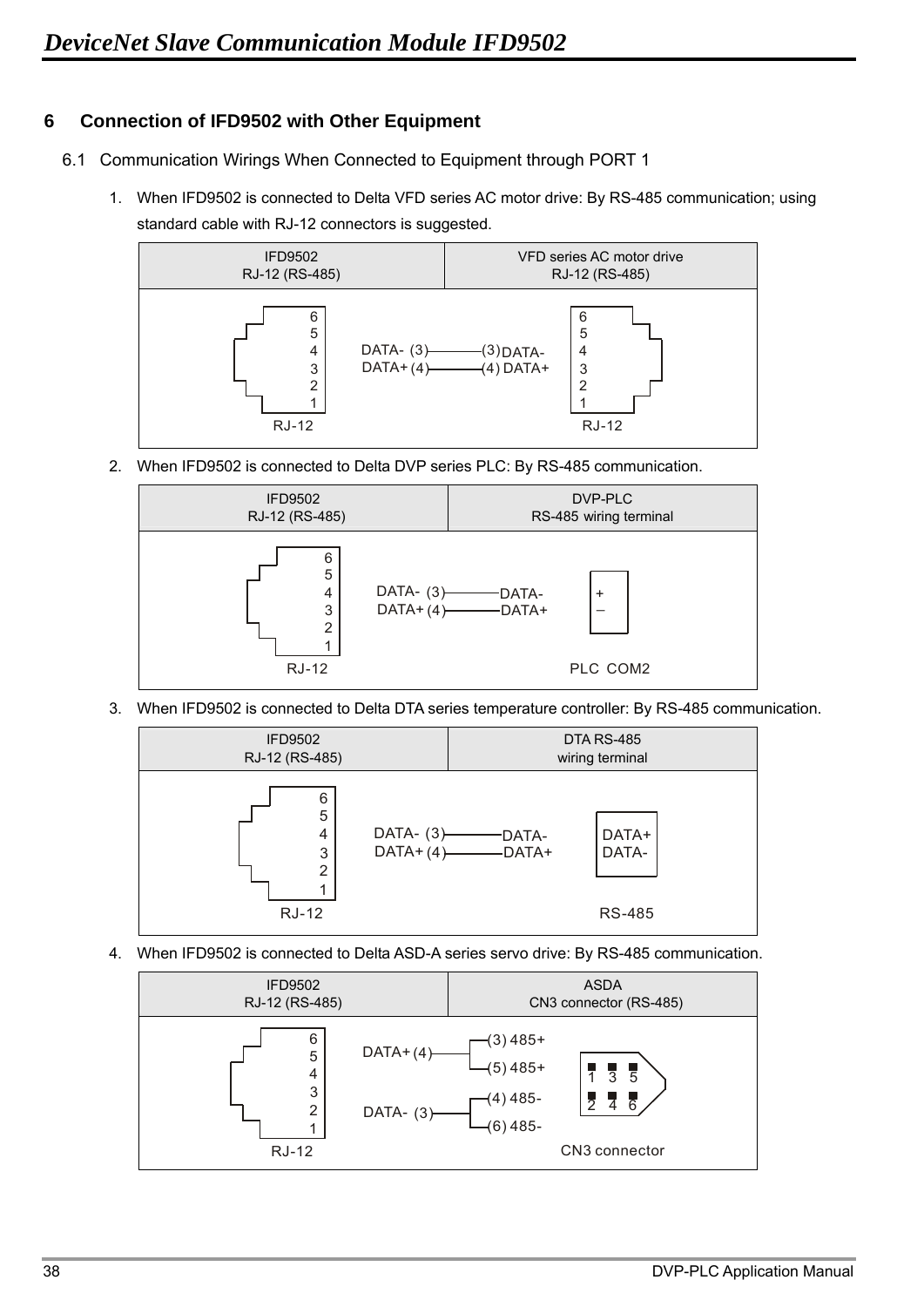## 6 Connection of IFD9502 with Other Equipment

### 6.1 Communication Wirings When Connected to Equipment through PORT 1

1. When IFD9502 is connected to Delta VFD series AC motor drive: By RS-485 communication; using standard cable with RJ-12 connectors is suggested.

| IFD9502<br>RJ-12 (RS-485) | VFD series AC motor drive<br>RJ-12 (RS-485) |
|---|---|
| RJ-12: DATA- (3) | (3) DATA- — RJ-12 |
| RJ-12: DATA+ (4) | (4) DATA+ — RJ-12 |

2. When IFD9502 is connected to Delta DVP series PLC: By RS-485 communication.

| IFD9502<br>RJ-12 (RS-485) | DVP-PLC<br>RS-485 wiring terminal |
|---|---|
| RJ-12: DATA- (3) | DATA- (–) — PLC COM2 |
| RJ-12: DATA+ (4) | DATA+ (+) — PLC COM2 |

3. When IFD9502 is connected to Delta DTA series temperature controller: By RS-485 communication.

| IFD9502<br>RJ-12 (RS-485) | DTA RS-485<br>wiring terminal |
|---|---|
| RJ-12: DATA- (3) | DATA- — RS-485 |
| RJ-12: DATA+ (4) | DATA+ — RS-485 |

4. When IFD9502 is connected to Delta ASD-A series servo drive: By RS-485 communication.

| IFD9502<br>RJ-12 (RS-485) | ASDA<br>CN3 connector (RS-485) |
|---|---|
| RJ-12: DATA+ (4) | (3) 485+, (5) 485+ — CN3 connector |
| RJ-12: DATA- (3) | (4) 485-, (6) 485- — CN3 connector |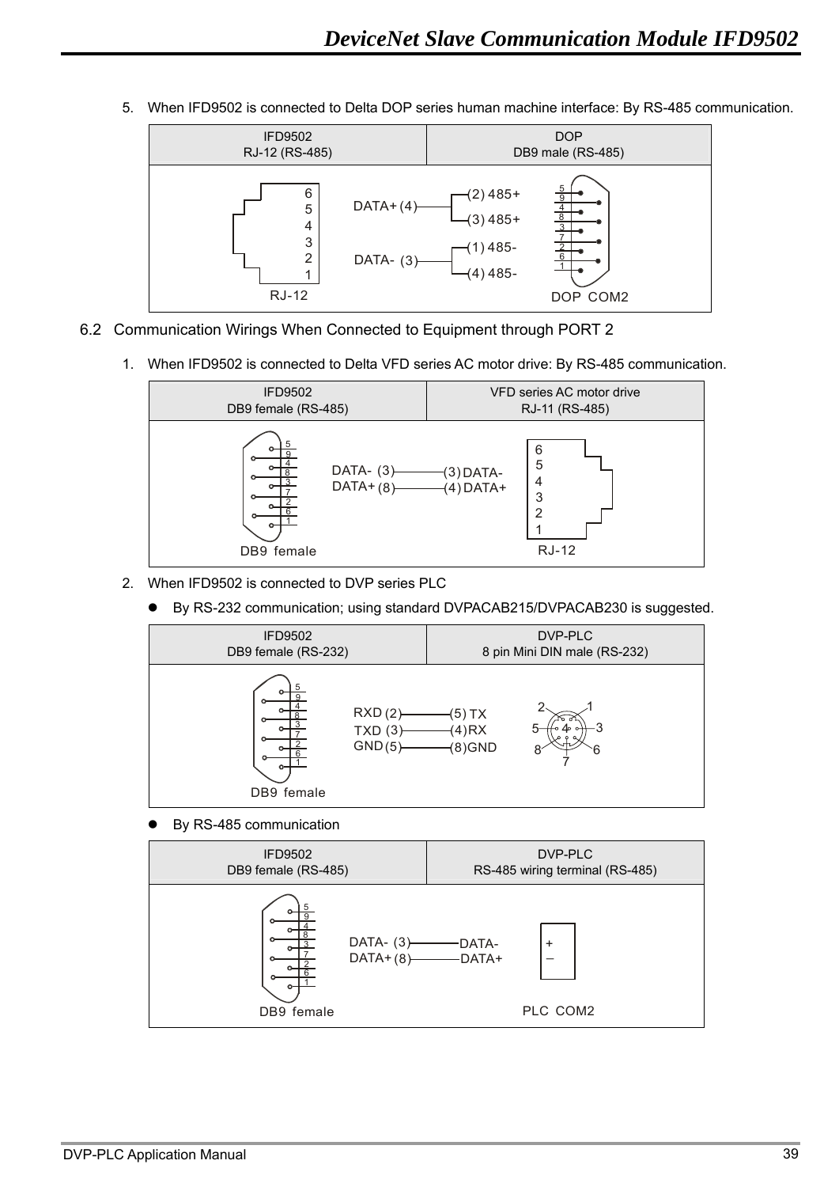5. When IFD9502 is connected to Delta DOP series human machine interface: By RS-485 communication.

| IFD9502<br>RJ-12 (RS-485) | DOP<br>DB9 male (RS-485) |
|---|---|
| DATA+ (4) | (2) 485+<br>(3) 485+ |
| DATA- (3) | (1) 485-<br>(4) 485- |
| RJ-12 | DOP COM2 |

## 6.2 Communication Wirings When Connected to Equipment through PORT 2

1. When IFD9502 is connected to Delta VFD series AC motor drive: By RS-485 communication.

| IFD9502<br>DB9 female (RS-485) | VFD series AC motor drive<br>RJ-11 (RS-485) |
|---|---|
| DATA- (3) | (3) DATA- |
| DATA+ (8) | (4) DATA+ |
| DB9 female | RJ-12 |

2. When IFD9502 is connected to DVP series PLC

- By RS-232 communication; using standard DVPACAB215/DVPACAB230 is suggested.

| IFD9502<br>DB9 female (RS-232) | DVP-PLC<br>8 pin Mini DIN male (RS-232) |
|---|---|
| RXD (2) | (5) TX |
| TXD (3) | (4) RX |
| GND (5) | (8) GND |
| DB9 female | |

- By RS-485 communication

| IFD9502<br>DB9 female (RS-485) | DVP-PLC<br>RS-485 wiring terminal (RS-485) |
|---|---|
| DATA- (3) | DATA- |
| DATA+ (8) | DATA+ |
| DB9 female | PLC COM2 |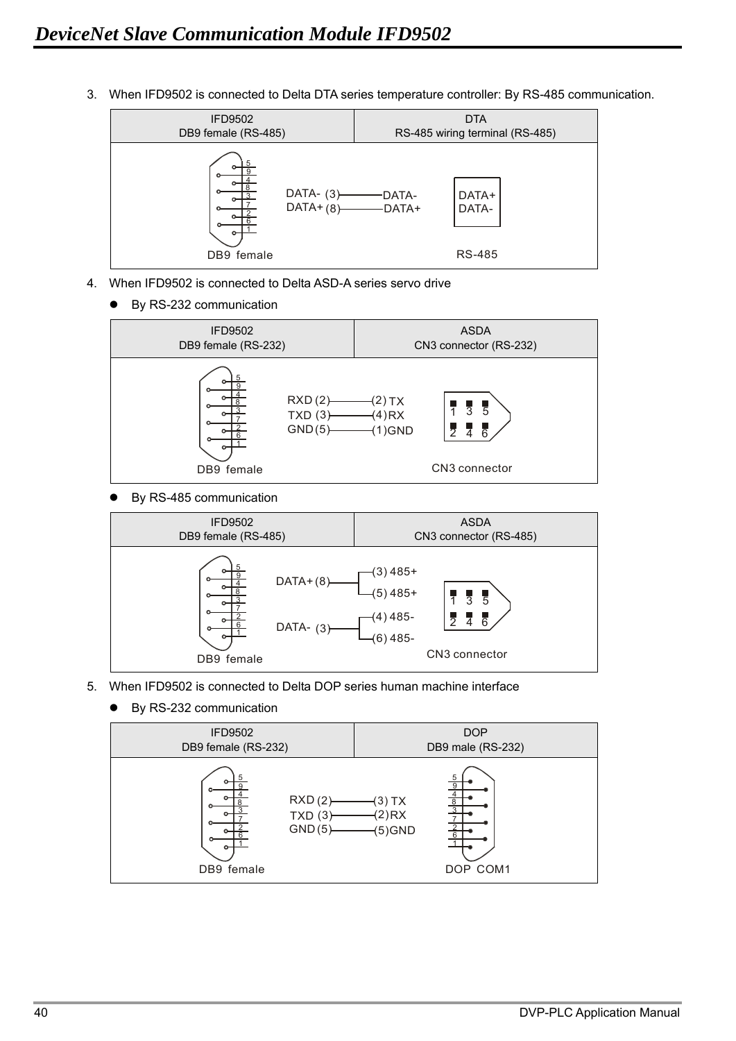3. When IFD9502 is connected to Delta DTA series temperature controller: By RS-485 communication.

| IFD9502<br>DB9 female (RS-485) | DTA<br>RS-485 wiring terminal (RS-485) |
|---|---|
| DB9 female: DATA- (3) — DATA-; DATA+ (8) — DATA+ | RS-485: DATA+, DATA- |

4. When IFD9502 is connected to Delta ASD-A series servo drive

- By RS-232 communication

| IFD9502<br>DB9 female (RS-232) | ASDA<br>CN3 connector (RS-232) |
|---|---|
| DB9 female: RXD (2) — (2) TX; TXD (3) — (4) RX; GND (5) — (1) GND | CN3 connector |

- By RS-485 communication

| IFD9502<br>DB9 female (RS-485) | ASDA<br>CN3 connector (RS-485) |
|---|---|
| DB9 female: DATA+ (8) — (3) 485+, (5) 485+; DATA- (3) — (4) 485-, (6) 485- | CN3 connector |

5. When IFD9502 is connected to Delta DOP series human machine interface

- By RS-232 communication

| IFD9502<br>DB9 female (RS-232) | DOP<br>DB9 male (RS-232) |
|---|---|
| DB9 female: RXD (2) — (3) TX; TXD (3) — (2) RX; GND (5) — (5) GND | DOP COM1 |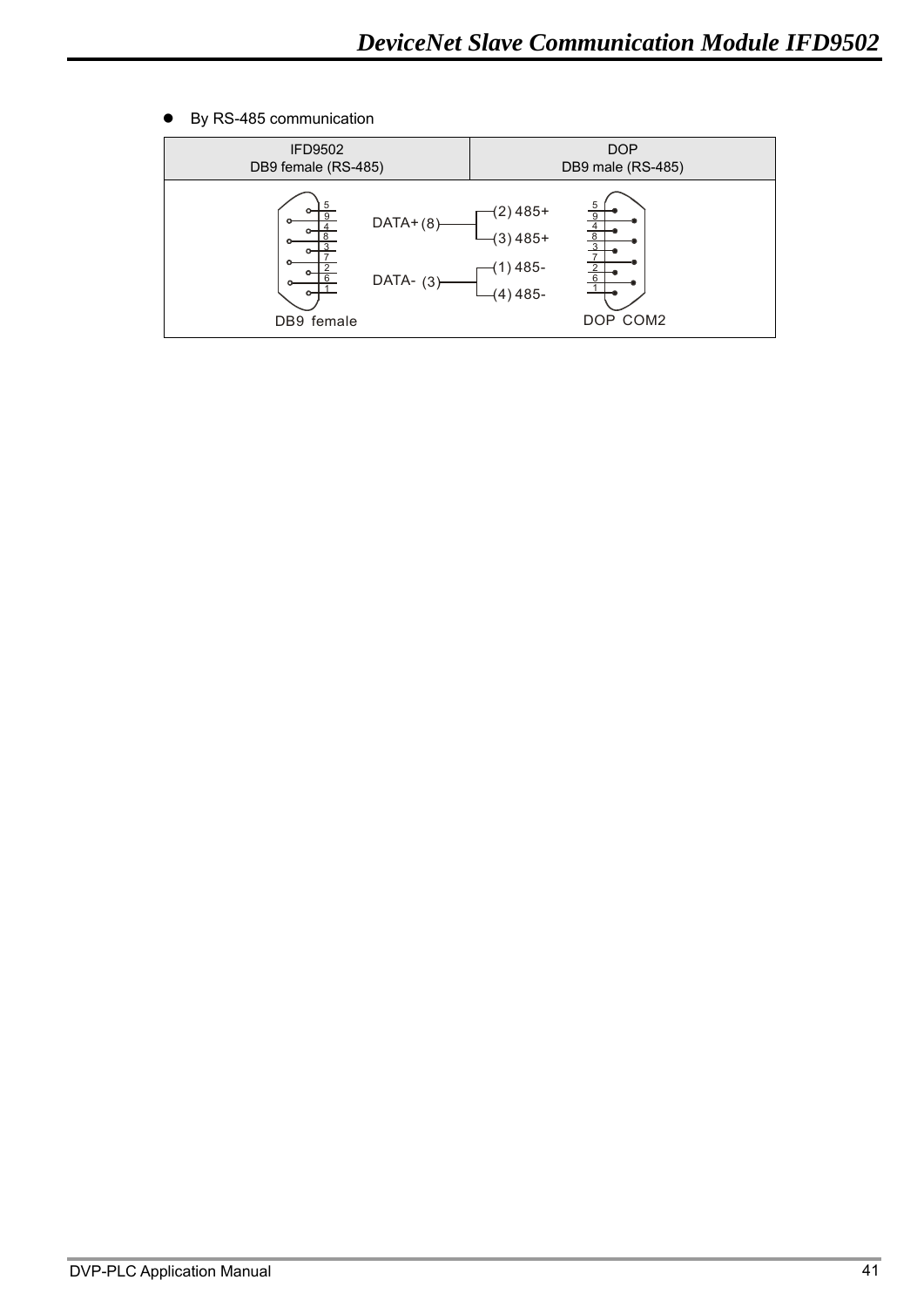- By RS-485 communication

| IFD9502<br>DB9 female (RS-485) | DOP<br>DB9 male (RS-485) |
|---|---|
| DB9 female<br>DATA+ (8)<br>DATA- (3) | (2) 485+<br>(3) 485+<br>(1) 485-<br>(4) 485-<br>DOP COM2 |